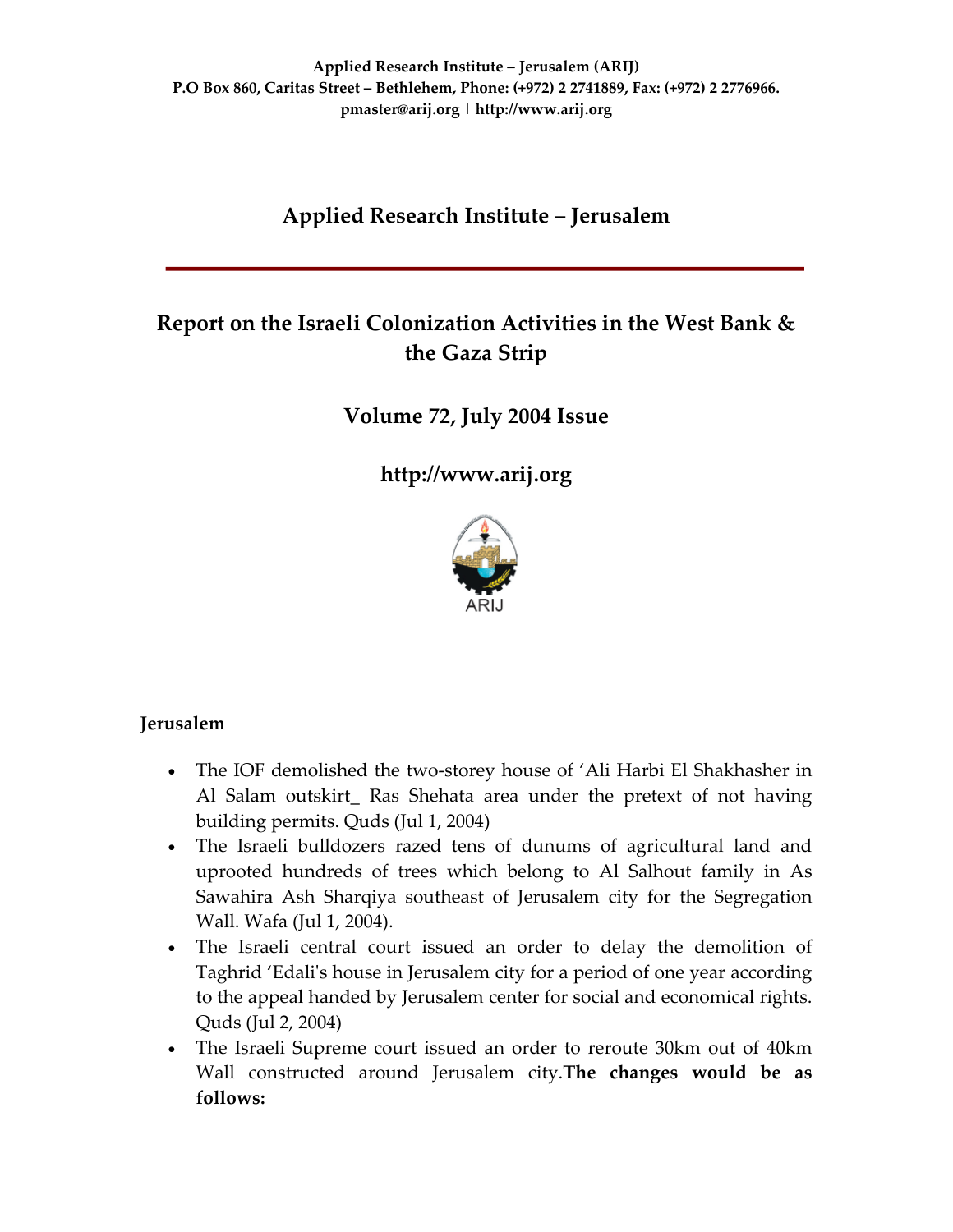**Applied Research Institute – Jerusalem (ARIJ)**
**P.O Box 860, Caritas Street – Bethlehem, Phone: (+972) 2 2741889, Fax: (+972) 2 2776966.**
**pmaster@arij.org | http://www.arij.org**

# Applied Research Institute – Jerusalem

## Report on the Israeli Colonization Activities in the West Bank & the Gaza Strip

## Volume 72, July 2004 Issue

## http://www.arij.org

ARIJ

### Jerusalem

- The IOF demolished the two-storey house of 'Ali Harbi El Shakhasher in Al Salam outskirt_ Ras Shehata area under the pretext of not having building permits. Quds (Jul 1, 2004)
- The Israeli bulldozers razed tens of dunums of agricultural land and uprooted hundreds of trees which belong to Al Salhout family in As Sawahira Ash Sharqiya southeast of Jerusalem city for the Segregation Wall. Wafa (Jul 1, 2004).
- The Israeli central court issued an order to delay the demolition of Taghrid 'Edali's house in Jerusalem city for a period of one year according to the appeal handed by Jerusalem center for social and economical rights. Quds (Jul 2, 2004)
- The Israeli Supreme court issued an order to reroute 30km out of 40km Wall constructed around Jerusalem city. **The changes would be as follows:**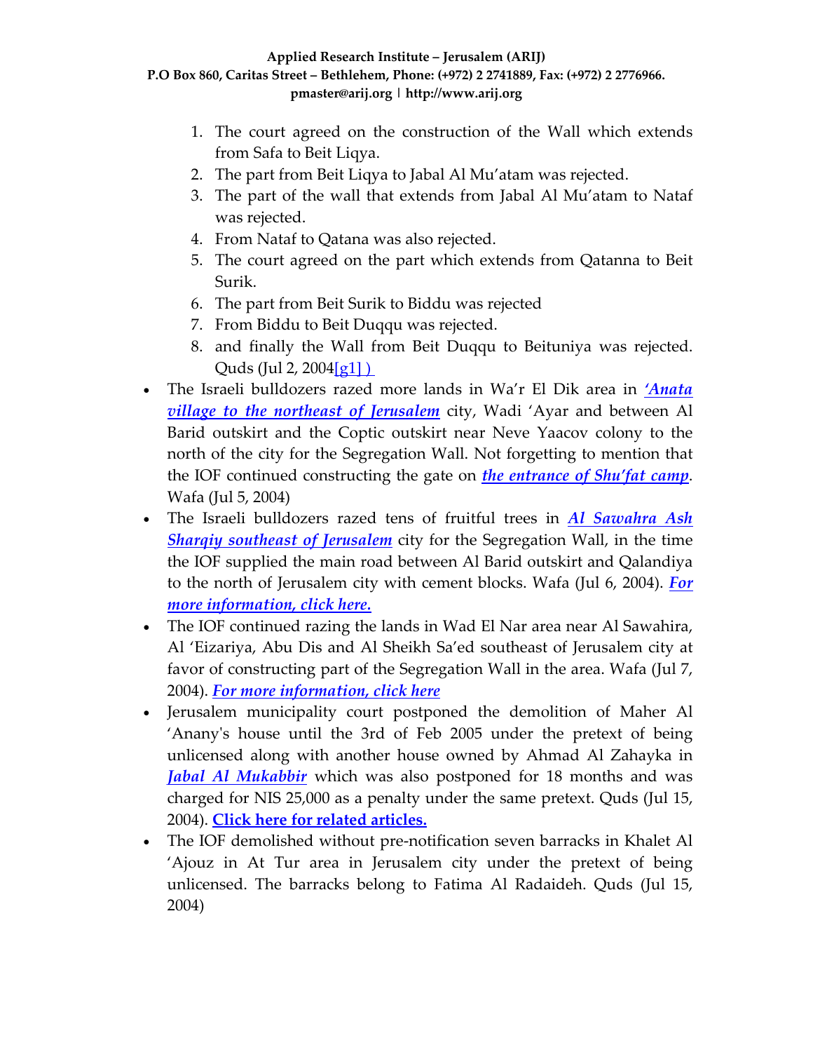1. The court agreed on the construction of the Wall which extends from Safa to Beit Liqya.
2. The part from Beit Liqya to Jabal Al Mu'atam was rejected.
3. The part of the wall that extends from Jabal Al Mu'atam to Nataf was rejected.
4. From Nataf to Qatana was also rejected.
5. The court agreed on the part which extends from Qatanna to Beit Surik.
6. The part from Beit Surik to Biddu was rejected
7. From Biddu to Beit Duqqu was rejected.
8. and finally the Wall from Beit Duqqu to Beituniya was rejected. Quds (Jul 2, 2004[g1] )

- The Israeli bulldozers razed more lands in Wa'r El Dik area in ***'Anata village to the northeast of Jerusalem*** city, Wadi 'Ayar and between Al Barid outskirt and the Coptic outskirt near Neve Yaacov colony to the north of the city for the Segregation Wall. Not forgetting to mention that the IOF continued constructing the gate on ***the entrance of Shu'fat camp***. Wafa (Jul 5, 2004)
- The Israeli bulldozers razed tens of fruitful trees in ***Al Sawahra Ash Sharqiy southeast of Jerusalem*** city for the Segregation Wall, in the time the IOF supplied the main road between Al Barid outskirt and Qalandiya to the north of Jerusalem city with cement blocks. Wafa (Jul 6, 2004). ***For more information, click here.***
- The IOF continued razing the lands in Wad El Nar area near Al Sawahira, Al 'Eizariya, Abu Dis and Al Sheikh Sa'ed southeast of Jerusalem city at favor of constructing part of the Segregation Wall in the area. Wafa (Jul 7, 2004). ***For more information, click here***
- Jerusalem municipality court postponed the demolition of Maher Al 'Anany's house until the 3rd of Feb 2005 under the pretext of being unlicensed along with another house owned by Ahmad Al Zahayka in ***Jabal Al Mukabbir*** which was also postponed for 18 months and was charged for NIS 25,000 as a penalty under the same pretext. Quds (Jul 15, 2004). **Click here for related articles.**
- The IOF demolished without pre-notification seven barracks in Khalet Al 'Ajouz in At Tur area in Jerusalem city under the pretext of being unlicensed. The barracks belong to Fatima Al Radaideh. Quds (Jul 15, 2004)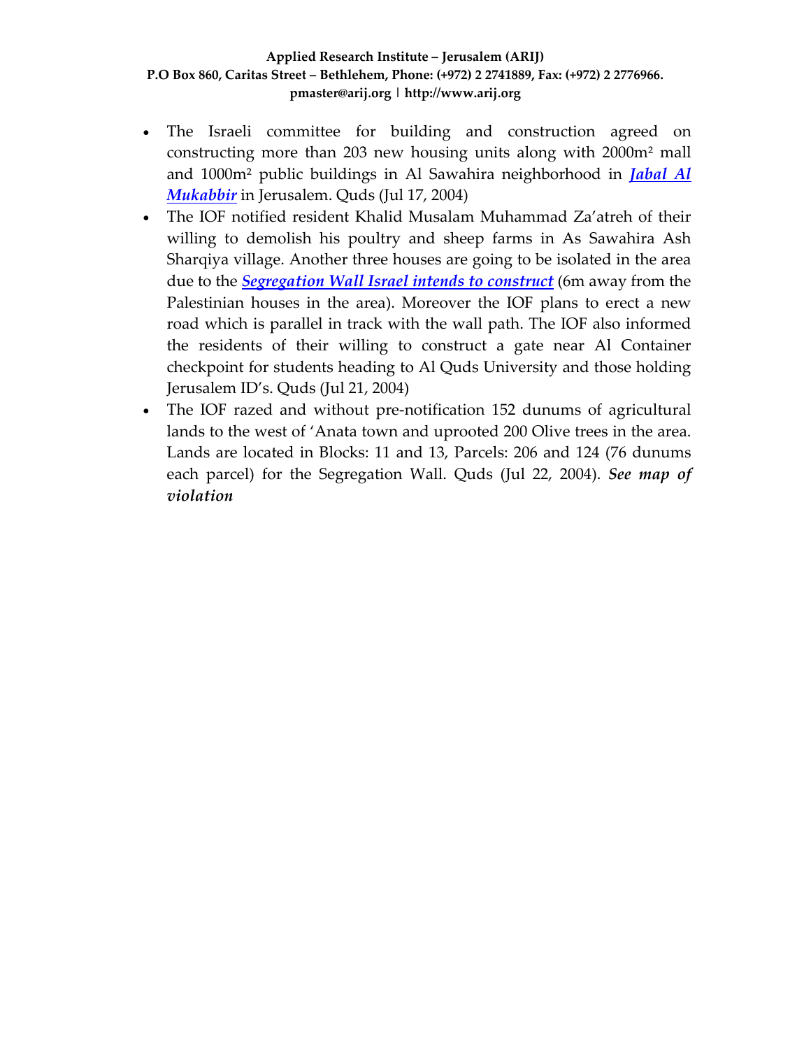- The Israeli committee for building and construction agreed on constructing more than 203 new housing units along with 2000m² mall and 1000m² public buildings in Al Sawahira neighborhood in ***Jabal Al Mukabbir*** in Jerusalem. Quds (Jul 17, 2004)
- The IOF notified resident Khalid Musalam Muhammad Za'atreh of their willing to demolish his poultry and sheep farms in As Sawahira Ash Sharqiya village. Another three houses are going to be isolated in the area due to the ***Segregation Wall Israel intends to construct*** (6m away from the Palestinian houses in the area). Moreover the IOF plans to erect a new road which is parallel in track with the wall path. The IOF also informed the residents of their willing to construct a gate near Al Container checkpoint for students heading to Al Quds University and those holding Jerusalem ID's. Quds (Jul 21, 2004)
- The IOF razed and without pre-notification 152 dunums of agricultural lands to the west of 'Anata town and uprooted 200 Olive trees in the area. Lands are located in Blocks: 11 and 13, Parcels: 206 and 124 (76 dunums each parcel) for the Segregation Wall. Quds (Jul 22, 2004). ***See map of violation***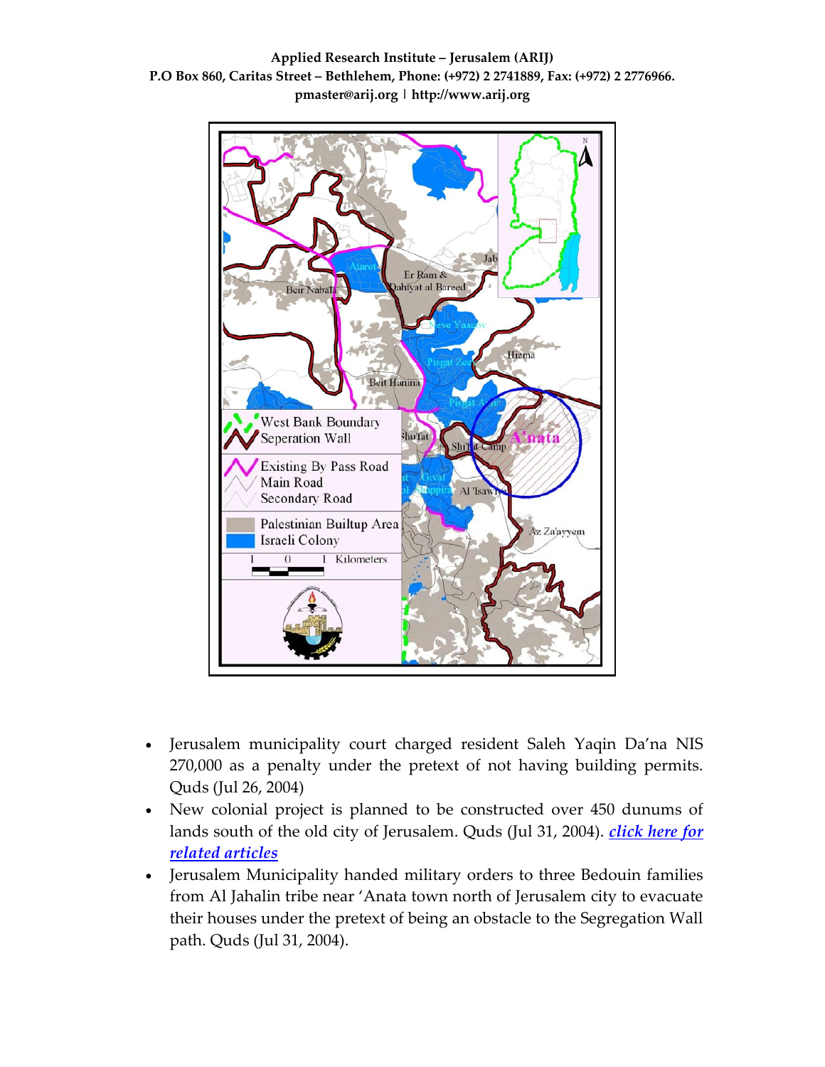- Jerusalem municipality court charged resident Saleh Yaqin Da'na NIS 270,000 as a penalty under the pretext of not having building permits. Quds (Jul 26, 2004)
- New colonial project is planned to be constructed over 450 dunums of lands south of the old city of Jerusalem. Quds (Jul 31, 2004). ***click here for related articles***
- Jerusalem Municipality handed military orders to three Bedouin families from Al Jahalin tribe near 'Anata town north of Jerusalem city to evacuate their houses under the pretext of being an obstacle to the Segregation Wall path. Quds (Jul 31, 2004).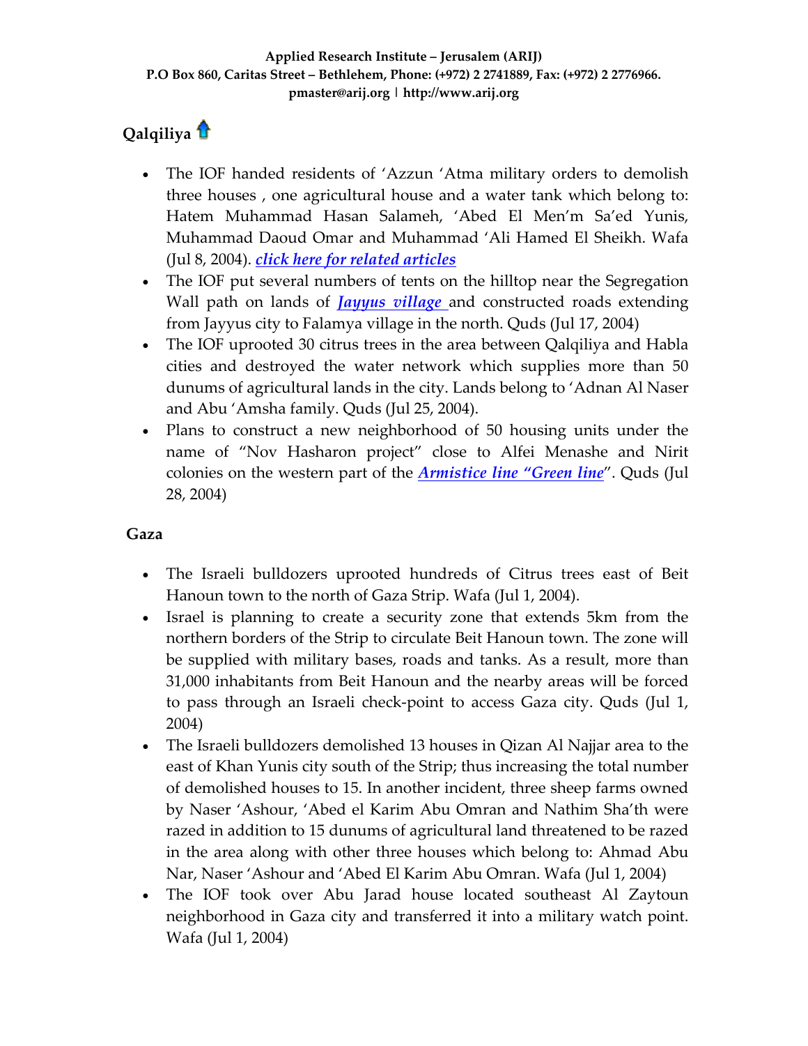## Qalqiliya

- The IOF handed residents of 'Azzun 'Atma military orders to demolish three houses , one agricultural house and a water tank which belong to: Hatem Muhammad Hasan Salameh, 'Abed El Men'm Sa'ed Yunis, Muhammad Daoud Omar and Muhammad 'Ali Hamed El Sheikh. Wafa (Jul 8, 2004). ***click here for related articles***
- The IOF put several numbers of tents on the hilltop near the Segregation Wall path on lands of ***Jayyus village*** and constructed roads extending from Jayyus city to Falamya village in the north. Quds (Jul 17, 2004)
- The IOF uprooted 30 citrus trees in the area between Qalqiliya and Habla cities and destroyed the water network which supplies more than 50 dunums of agricultural lands in the city. Lands belong to 'Adnan Al Naser and Abu 'Amsha family. Quds (Jul 25, 2004).
- Plans to construct a new neighborhood of 50 housing units under the name of "Nov Hasharon project" close to Alfei Menashe and Nirit colonies on the western part of the ***Armistice line "Green line***". Quds (Jul 28, 2004)

## Gaza

- The Israeli bulldozers uprooted hundreds of Citrus trees east of Beit Hanoun town to the north of Gaza Strip. Wafa (Jul 1, 2004).
- Israel is planning to create a security zone that extends 5km from the northern borders of the Strip to circulate Beit Hanoun town. The zone will be supplied with military bases, roads and tanks. As a result, more than 31,000 inhabitants from Beit Hanoun and the nearby areas will be forced to pass through an Israeli check-point to access Gaza city. Quds (Jul 1, 2004)
- The Israeli bulldozers demolished 13 houses in Qizan Al Najjar area to the east of Khan Yunis city south of the Strip; thus increasing the total number of demolished houses to 15. In another incident, three sheep farms owned by Naser 'Ashour, 'Abed el Karim Abu Omran and Nathim Sha'th were razed in addition to 15 dunums of agricultural land threatened to be razed in the area along with other three houses which belong to: Ahmad Abu Nar, Naser 'Ashour and 'Abed El Karim Abu Omran. Wafa (Jul 1, 2004)
- The IOF took over Abu Jarad house located southeast Al Zaytoun neighborhood in Gaza city and transferred it into a military watch point. Wafa (Jul 1, 2004)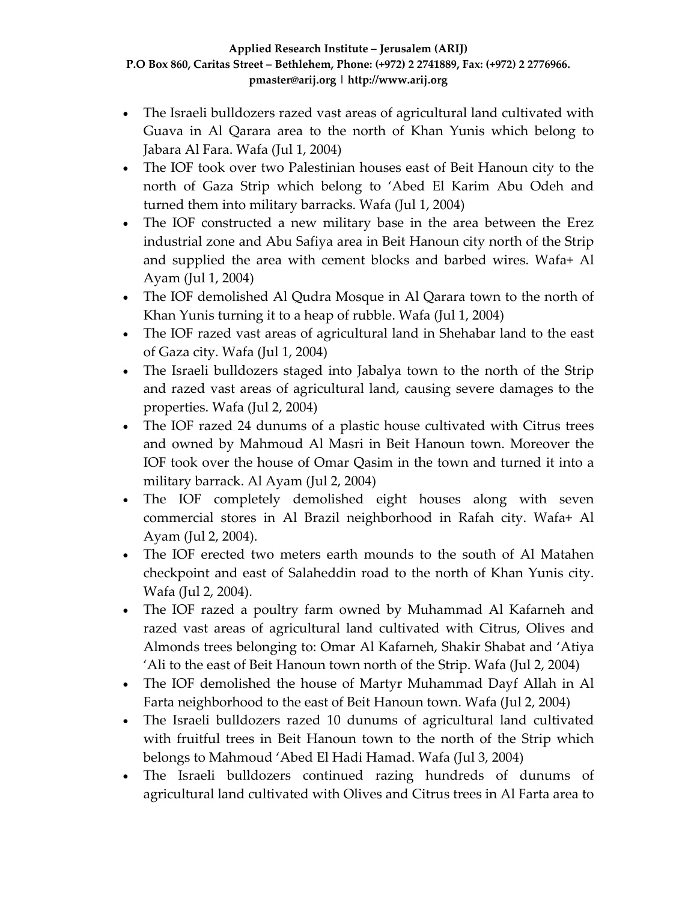- The Israeli bulldozers razed vast areas of agricultural land cultivated with Guava in Al Qarara area to the north of Khan Yunis which belong to Jabara Al Fara. Wafa (Jul 1, 2004)
- The IOF took over two Palestinian houses east of Beit Hanoun city to the north of Gaza Strip which belong to 'Abed El Karim Abu Odeh and turned them into military barracks. Wafa (Jul 1, 2004)
- The IOF constructed a new military base in the area between the Erez industrial zone and Abu Safiya area in Beit Hanoun city north of the Strip and supplied the area with cement blocks and barbed wires. Wafa+ Al Ayam (Jul 1, 2004)
- The IOF demolished Al Qudra Mosque in Al Qarara town to the north of Khan Yunis turning it to a heap of rubble. Wafa (Jul 1, 2004)
- The IOF razed vast areas of agricultural land in Shehabar land to the east of Gaza city. Wafa (Jul 1, 2004)
- The Israeli bulldozers staged into Jabalya town to the north of the Strip and razed vast areas of agricultural land, causing severe damages to the properties. Wafa (Jul 2, 2004)
- The IOF razed 24 dunums of a plastic house cultivated with Citrus trees and owned by Mahmoud Al Masri in Beit Hanoun town. Moreover the IOF took over the house of Omar Qasim in the town and turned it into a military barrack. Al Ayam (Jul 2, 2004)
- The IOF completely demolished eight houses along with seven commercial stores in Al Brazil neighborhood in Rafah city. Wafa+ Al Ayam (Jul 2, 2004).
- The IOF erected two meters earth mounds to the south of Al Matahen checkpoint and east of Salaheddin road to the north of Khan Yunis city. Wafa (Jul 2, 2004).
- The IOF razed a poultry farm owned by Muhammad Al Kafarneh and razed vast areas of agricultural land cultivated with Citrus, Olives and Almonds trees belonging to: Omar Al Kafarneh, Shakir Shabat and 'Atiya 'Ali to the east of Beit Hanoun town north of the Strip. Wafa (Jul 2, 2004)
- The IOF demolished the house of Martyr Muhammad Dayf Allah in Al Farta neighborhood to the east of Beit Hanoun town. Wafa (Jul 2, 2004)
- The Israeli bulldozers razed 10 dunums of agricultural land cultivated with fruitful trees in Beit Hanoun town to the north of the Strip which belongs to Mahmoud 'Abed El Hadi Hamad. Wafa (Jul 3, 2004)
- The Israeli bulldozers continued razing hundreds of dunums of agricultural land cultivated with Olives and Citrus trees in Al Farta area to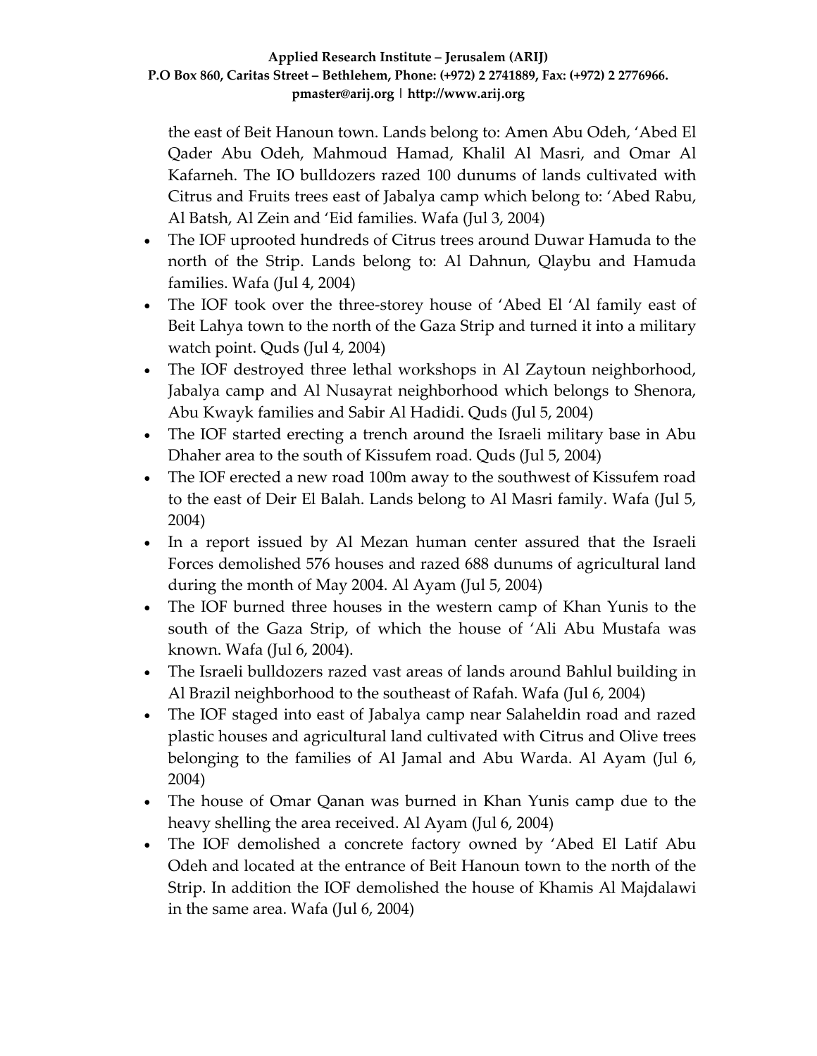the east of Beit Hanoun town. Lands belong to: Amen Abu Odeh, 'Abed El Qader Abu Odeh, Mahmoud Hamad, Khalil Al Masri, and Omar Al Kafarneh. The IO bulldozers razed 100 dunums of lands cultivated with Citrus and Fruits trees east of Jabalya camp which belong to: 'Abed Rabu, Al Batsh, Al Zein and 'Eid families. Wafa (Jul 3, 2004)

- The IOF uprooted hundreds of Citrus trees around Duwar Hamuda to the north of the Strip. Lands belong to: Al Dahnun, Qlaybu and Hamuda families. Wafa (Jul 4, 2004)
- The IOF took over the three-storey house of 'Abed El 'Al family east of Beit Lahya town to the north of the Gaza Strip and turned it into a military watch point. Quds (Jul 4, 2004)
- The IOF destroyed three lethal workshops in Al Zaytoun neighborhood, Jabalya camp and Al Nusayrat neighborhood which belongs to Shenora, Abu Kwayk families and Sabir Al Hadidi. Quds (Jul 5, 2004)
- The IOF started erecting a trench around the Israeli military base in Abu Dhaher area to the south of Kissufem road. Quds (Jul 5, 2004)
- The IOF erected a new road 100m away to the southwest of Kissufem road to the east of Deir El Balah. Lands belong to Al Masri family. Wafa (Jul 5, 2004)
- In a report issued by Al Mezan human center assured that the Israeli Forces demolished 576 houses and razed 688 dunums of agricultural land during the month of May 2004. Al Ayam (Jul 5, 2004)
- The IOF burned three houses in the western camp of Khan Yunis to the south of the Gaza Strip, of which the house of 'Ali Abu Mustafa was known. Wafa (Jul 6, 2004).
- The Israeli bulldozers razed vast areas of lands around Bahlul building in Al Brazil neighborhood to the southeast of Rafah. Wafa (Jul 6, 2004)
- The IOF staged into east of Jabalya camp near Salaheldin road and razed plastic houses and agricultural land cultivated with Citrus and Olive trees belonging to the families of Al Jamal and Abu Warda. Al Ayam (Jul 6, 2004)
- The house of Omar Qanan was burned in Khan Yunis camp due to the heavy shelling the area received. Al Ayam (Jul 6, 2004)
- The IOF demolished a concrete factory owned by 'Abed El Latif Abu Odeh and located at the entrance of Beit Hanoun town to the north of the Strip. In addition the IOF demolished the house of Khamis Al Majdalawi in the same area. Wafa (Jul 6, 2004)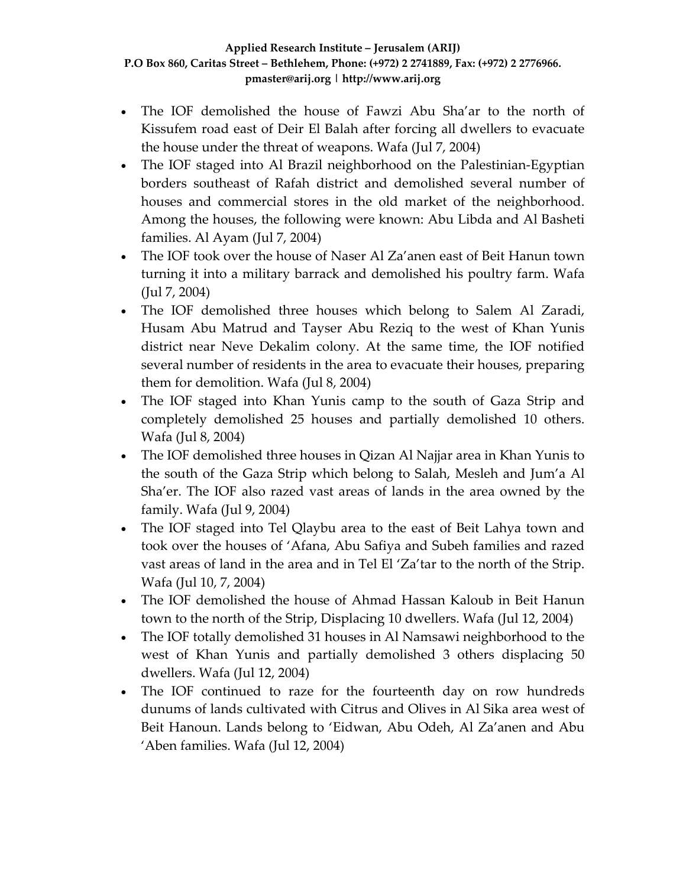- The IOF demolished the house of Fawzi Abu Sha'ar to the north of Kissufem road east of Deir El Balah after forcing all dwellers to evacuate the house under the threat of weapons. Wafa (Jul 7, 2004)
- The IOF staged into Al Brazil neighborhood on the Palestinian-Egyptian borders southeast of Rafah district and demolished several number of houses and commercial stores in the old market of the neighborhood. Among the houses, the following were known: Abu Libda and Al Basheti families. Al Ayam (Jul 7, 2004)
- The IOF took over the house of Naser Al Za'anen east of Beit Hanun town turning it into a military barrack and demolished his poultry farm. Wafa (Jul 7, 2004)
- The IOF demolished three houses which belong to Salem Al Zaradi, Husam Abu Matrud and Tayser Abu Reziq to the west of Khan Yunis district near Neve Dekalim colony. At the same time, the IOF notified several number of residents in the area to evacuate their houses, preparing them for demolition. Wafa (Jul 8, 2004)
- The IOF staged into Khan Yunis camp to the south of Gaza Strip and completely demolished 25 houses and partially demolished 10 others. Wafa (Jul 8, 2004)
- The IOF demolished three houses in Qizan Al Najjar area in Khan Yunis to the south of the Gaza Strip which belong to Salah, Mesleh and Jum'a Al Sha'er. The IOF also razed vast areas of lands in the area owned by the family. Wafa (Jul 9, 2004)
- The IOF staged into Tel Qlaybu area to the east of Beit Lahya town and took over the houses of 'Afana, Abu Safiya and Subeh families and razed vast areas of land in the area and in Tel El 'Za'tar to the north of the Strip. Wafa (Jul 10, 7, 2004)
- The IOF demolished the house of Ahmad Hassan Kaloub in Beit Hanun town to the north of the Strip, Displacing 10 dwellers. Wafa (Jul 12, 2004)
- The IOF totally demolished 31 houses in Al Namsawi neighborhood to the west of Khan Yunis and partially demolished 3 others displacing 50 dwellers. Wafa (Jul 12, 2004)
- The IOF continued to raze for the fourteenth day on row hundreds dunums of lands cultivated with Citrus and Olives in Al Sika area west of Beit Hanoun. Lands belong to 'Eidwan, Abu Odeh, Al Za'anen and Abu 'Aben families. Wafa (Jul 12, 2004)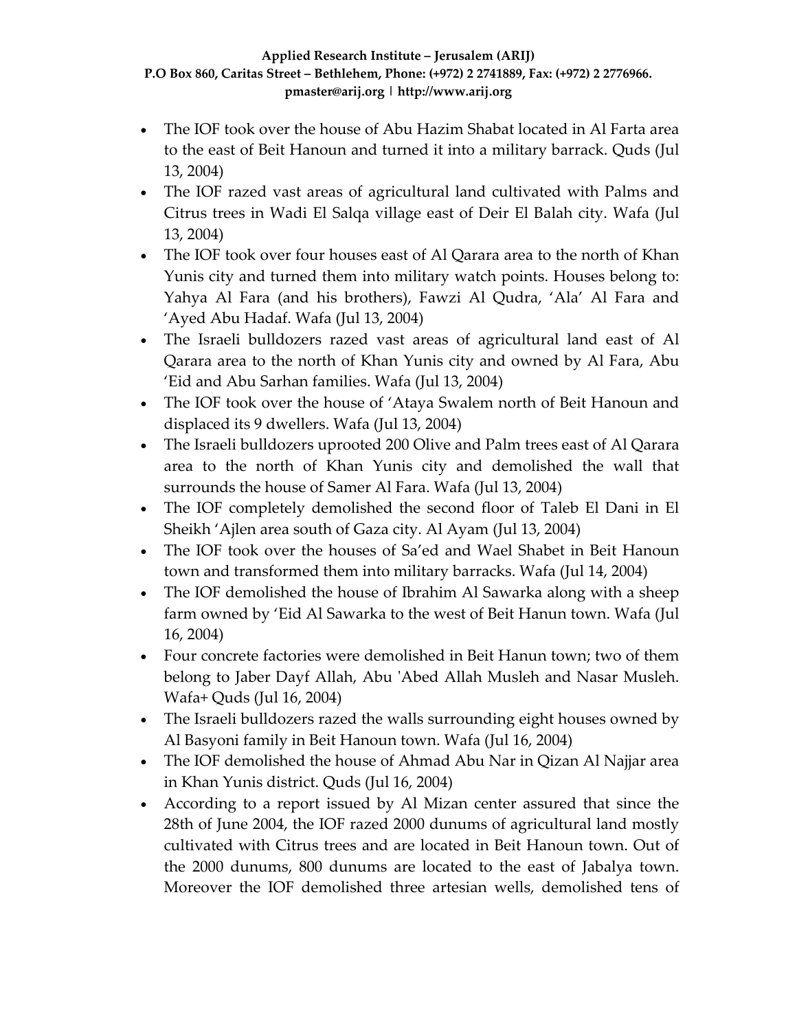- The IOF took over the house of Abu Hazim Shabat located in Al Farta area to the east of Beit Hanoun and turned it into a military barrack. Quds (Jul 13, 2004)
- The IOF razed vast areas of agricultural land cultivated with Palms and Citrus trees in Wadi El Salqa village east of Deir El Balah city. Wafa (Jul 13, 2004)
- The IOF took over four houses east of Al Qarara area to the north of Khan Yunis city and turned them into military watch points. Houses belong to: Yahya Al Fara (and his brothers), Fawzi Al Qudra, 'Ala' Al Fara and 'Ayed Abu Hadaf. Wafa (Jul 13, 2004)
- The Israeli bulldozers razed vast areas of agricultural land east of Al Qarara area to the north of Khan Yunis city and owned by Al Fara, Abu 'Eid and Abu Sarhan families. Wafa (Jul 13, 2004)
- The IOF took over the house of 'Ataya Swalem north of Beit Hanoun and displaced its 9 dwellers. Wafa (Jul 13, 2004)
- The Israeli bulldozers uprooted 200 Olive and Palm trees east of Al Qarara area to the north of Khan Yunis city and demolished the wall that surrounds the house of Samer Al Fara. Wafa (Jul 13, 2004)
- The IOF completely demolished the second floor of Taleb El Dani in El Sheikh 'Ajlen area south of Gaza city. Al Ayam (Jul 13, 2004)
- The IOF took over the houses of Sa'ed and Wael Shabet in Beit Hanoun town and transformed them into military barracks. Wafa (Jul 14, 2004)
- The IOF demolished the house of Ibrahim Al Sawarka along with a sheep farm owned by 'Eid Al Sawarka to the west of Beit Hanun town. Wafa (Jul 16, 2004)
- Four concrete factories were demolished in Beit Hanun town; two of them belong to Jaber Dayf Allah, Abu 'Abed Allah Musleh and Nasar Musleh. Wafa+ Quds (Jul 16, 2004)
- The Israeli bulldozers razed the walls surrounding eight houses owned by Al Basyoni family in Beit Hanoun town. Wafa (Jul 16, 2004)
- The IOF demolished the house of Ahmad Abu Nar in Qizan Al Najjar area in Khan Yunis district. Quds (Jul 16, 2004)
- According to a report issued by Al Mizan center assured that since the 28th of June 2004, the IOF razed 2000 dunums of agricultural land mostly cultivated with Citrus trees and are located in Beit Hanoun town. Out of the 2000 dunums, 800 dunums are located to the east of Jabalya town. Moreover the IOF demolished three artesian wells, demolished tens of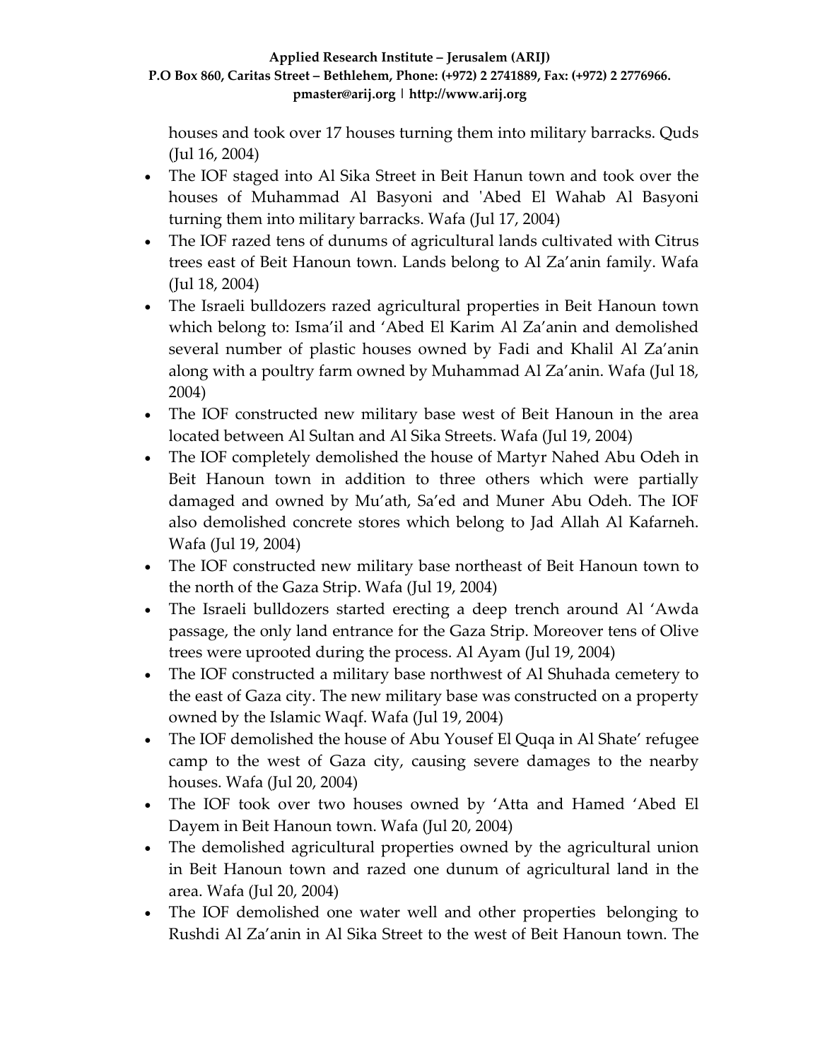houses and took over 17 houses turning them into military barracks. Quds (Jul 16, 2004)

- The IOF staged into Al Sika Street in Beit Hanun town and took over the houses of Muhammad Al Basyoni and 'Abed El Wahab Al Basyoni turning them into military barracks. Wafa (Jul 17, 2004)
- The IOF razed tens of dunums of agricultural lands cultivated with Citrus trees east of Beit Hanoun town. Lands belong to Al Za'anin family. Wafa (Jul 18, 2004)
- The Israeli bulldozers razed agricultural properties in Beit Hanoun town which belong to: Isma'il and 'Abed El Karim Al Za'anin and demolished several number of plastic houses owned by Fadi and Khalil Al Za'anin along with a poultry farm owned by Muhammad Al Za'anin. Wafa (Jul 18, 2004)
- The IOF constructed new military base west of Beit Hanoun in the area located between Al Sultan and Al Sika Streets. Wafa (Jul 19, 2004)
- The IOF completely demolished the house of Martyr Nahed Abu Odeh in Beit Hanoun town in addition to three others which were partially damaged and owned by Mu'ath, Sa'ed and Muner Abu Odeh. The IOF also demolished concrete stores which belong to Jad Allah Al Kafarneh. Wafa (Jul 19, 2004)
- The IOF constructed new military base northeast of Beit Hanoun town to the north of the Gaza Strip. Wafa (Jul 19, 2004)
- The Israeli bulldozers started erecting a deep trench around Al 'Awda passage, the only land entrance for the Gaza Strip. Moreover tens of Olive trees were uprooted during the process. Al Ayam (Jul 19, 2004)
- The IOF constructed a military base northwest of Al Shuhada cemetery to the east of Gaza city. The new military base was constructed on a property owned by the Islamic Waqf. Wafa (Jul 19, 2004)
- The IOF demolished the house of Abu Yousef El Quqa in Al Shate' refugee camp to the west of Gaza city, causing severe damages to the nearby houses. Wafa (Jul 20, 2004)
- The IOF took over two houses owned by 'Atta and Hamed 'Abed El Dayem in Beit Hanoun town. Wafa (Jul 20, 2004)
- The demolished agricultural properties owned by the agricultural union in Beit Hanoun town and razed one dunum of agricultural land in the area. Wafa (Jul 20, 2004)
- The IOF demolished one water well and other properties belonging to Rushdi Al Za'anin in Al Sika Street to the west of Beit Hanoun town. The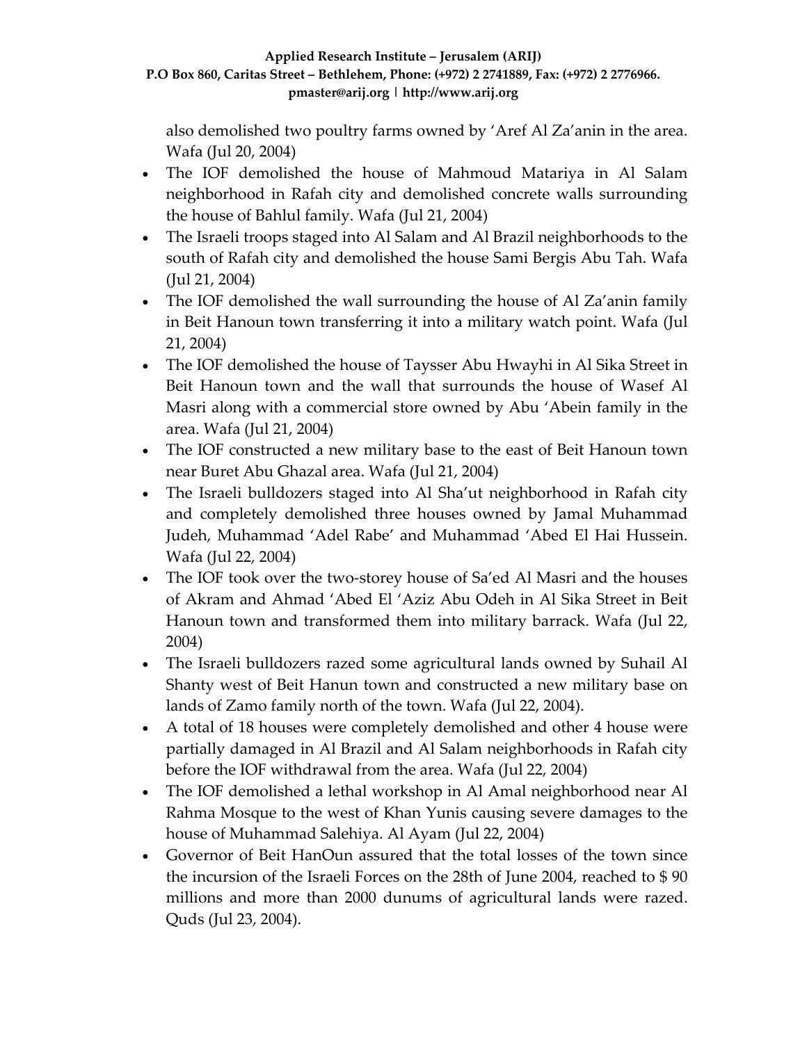also demolished two poultry farms owned by 'Aref Al Za'anin in the area. Wafa (Jul 20, 2004)

- The IOF demolished the house of Mahmoud Matariya in Al Salam neighborhood in Rafah city and demolished concrete walls surrounding the house of Bahlul family. Wafa (Jul 21, 2004)
- The Israeli troops staged into Al Salam and Al Brazil neighborhoods to the south of Rafah city and demolished the house Sami Bergis Abu Tah. Wafa (Jul 21, 2004)
- The IOF demolished the wall surrounding the house of Al Za'anin family in Beit Hanoun town transferring it into a military watch point. Wafa (Jul 21, 2004)
- The IOF demolished the house of Taysser Abu Hwayhi in Al Sika Street in Beit Hanoun town and the wall that surrounds the house of Wasef Al Masri along with a commercial store owned by Abu 'Abein family in the area. Wafa (Jul 21, 2004)
- The IOF constructed a new military base to the east of Beit Hanoun town near Buret Abu Ghazal area. Wafa (Jul 21, 2004)
- The Israeli bulldozers staged into Al Sha'ut neighborhood in Rafah city and completely demolished three houses owned by Jamal Muhammad Judeh, Muhammad 'Adel Rabe' and Muhammad 'Abed El Hai Hussein. Wafa (Jul 22, 2004)
- The IOF took over the two-storey house of Sa'ed Al Masri and the houses of Akram and Ahmad 'Abed El 'Aziz Abu Odeh in Al Sika Street in Beit Hanoun town and transformed them into military barrack. Wafa (Jul 22, 2004)
- The Israeli bulldozers razed some agricultural lands owned by Suhail Al Shanty west of Beit Hanun town and constructed a new military base on lands of Zamo family north of the town. Wafa (Jul 22, 2004).
- A total of 18 houses were completely demolished and other 4 house were partially damaged in Al Brazil and Al Salam neighborhoods in Rafah city before the IOF withdrawal from the area. Wafa (Jul 22, 2004)
- The IOF demolished a lethal workshop in Al Amal neighborhood near Al Rahma Mosque to the west of Khan Yunis causing severe damages to the house of Muhammad Salehiya. Al Ayam (Jul 22, 2004)
- Governor of Beit HanOun assured that the total losses of the town since the incursion of the Israeli Forces on the 28th of June 2004, reached to $ 90 millions and more than 2000 dunums of agricultural lands were razed. Quds (Jul 23, 2004).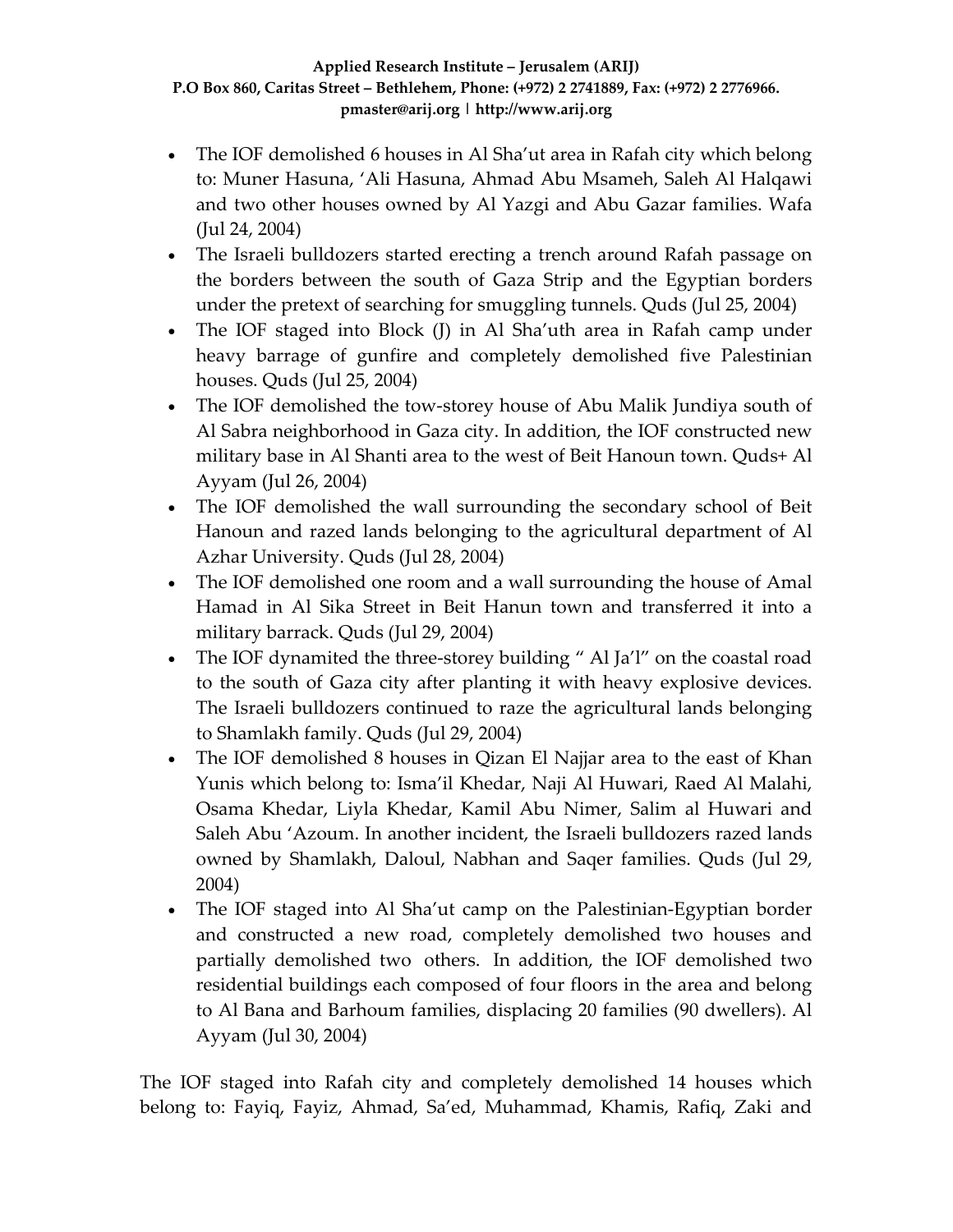- The IOF demolished 6 houses in Al Sha'ut area in Rafah city which belong to: Muner Hasuna, 'Ali Hasuna, Ahmad Abu Msameh, Saleh Al Halqawi and two other houses owned by Al Yazgi and Abu Gazar families. Wafa (Jul 24, 2004)
- The Israeli bulldozers started erecting a trench around Rafah passage on the borders between the south of Gaza Strip and the Egyptian borders under the pretext of searching for smuggling tunnels. Quds (Jul 25, 2004)
- The IOF staged into Block (J) in Al Sha'uth area in Rafah camp under heavy barrage of gunfire and completely demolished five Palestinian houses. Quds (Jul 25, 2004)
- The IOF demolished the tow-storey house of Abu Malik Jundiya south of Al Sabra neighborhood in Gaza city. In addition, the IOF constructed new military base in Al Shanti area to the west of Beit Hanoun town. Quds+ Al Ayyam (Jul 26, 2004)
- The IOF demolished the wall surrounding the secondary school of Beit Hanoun and razed lands belonging to the agricultural department of Al Azhar University. Quds (Jul 28, 2004)
- The IOF demolished one room and a wall surrounding the house of Amal Hamad in Al Sika Street in Beit Hanun town and transferred it into a military barrack. Quds (Jul 29, 2004)
- The IOF dynamited the three-storey building " Al Ja'l" on the coastal road to the south of Gaza city after planting it with heavy explosive devices. The Israeli bulldozers continued to raze the agricultural lands belonging to Shamlakh family. Quds (Jul 29, 2004)
- The IOF demolished 8 houses in Qizan El Najjar area to the east of Khan Yunis which belong to: Isma'il Khedar, Naji Al Huwari, Raed Al Malahi, Osama Khedar, Liyla Khedar, Kamil Abu Nimer, Salim al Huwari and Saleh Abu 'Azoum. In another incident, the Israeli bulldozers razed lands owned by Shamlakh, Daloul, Nabhan and Saqer families. Quds (Jul 29, 2004)
- The IOF staged into Al Sha'ut camp on the Palestinian-Egyptian border and constructed a new road, completely demolished two houses and partially demolished two others. In addition, the IOF demolished two residential buildings each composed of four floors in the area and belong to Al Bana and Barhoum families, displacing 20 families (90 dwellers). Al Ayyam (Jul 30, 2004)

The IOF staged into Rafah city and completely demolished 14 houses which belong to: Fayiq, Fayiz, Ahmad, Sa'ed, Muhammad, Khamis, Rafiq, Zaki and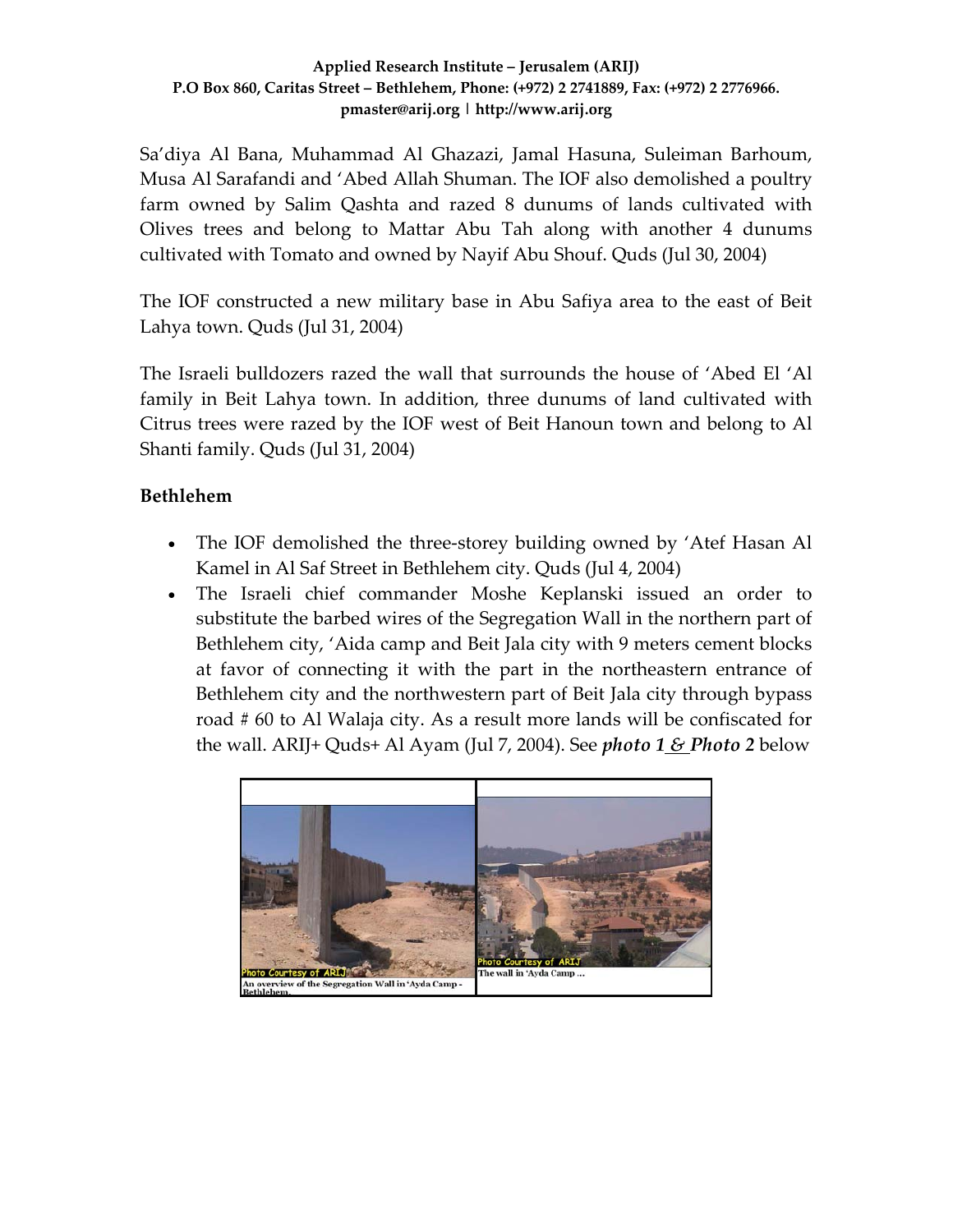Sa'diya Al Bana, Muhammad Al Ghazazi, Jamal Hasuna, Suleiman Barhoum, Musa Al Sarafandi and 'Abed Allah Shuman. The IOF also demolished a poultry farm owned by Salim Qashta and razed 8 dunums of lands cultivated with Olives trees and belong to Mattar Abu Tah along with another 4 dunums cultivated with Tomato and owned by Nayif Abu Shouf. Quds (Jul 30, 2004)

The IOF constructed a new military base in Abu Safiya area to the east of Beit Lahya town. Quds (Jul 31, 2004)

The Israeli bulldozers razed the wall that surrounds the house of 'Abed El 'Al family in Beit Lahya town. In addition, three dunums of land cultivated with Citrus trees were razed by the IOF west of Beit Hanoun town and belong to Al Shanti family. Quds (Jul 31, 2004)

**Bethlehem**

- The IOF demolished the three-storey building owned by 'Atef Hasan Al Kamel in Al Saf Street in Bethlehem city. Quds (Jul 4, 2004)
- The Israeli chief commander Moshe Keplanski issued an order to substitute the barbed wires of the Segregation Wall in the northern part of Bethlehem city, 'Aida camp and Beit Jala city with 9 meters cement blocks at favor of connecting it with the part in the northeastern entrance of Bethlehem city and the northwestern part of Beit Jala city through bypass road # 60 to Al Walaja city. As a result more lands will be confiscated for the wall. ARIJ+ Quds+ Al Ayam (Jul 7, 2004). See ***photo 1 & Photo 2*** below

Photo Courtesy of ARIJ
An overview of the Segregation Wall in 'Ayda Camp - Bethlehem.

Photo Courtesy of ARIJ
The wall in 'Ayda Camp ...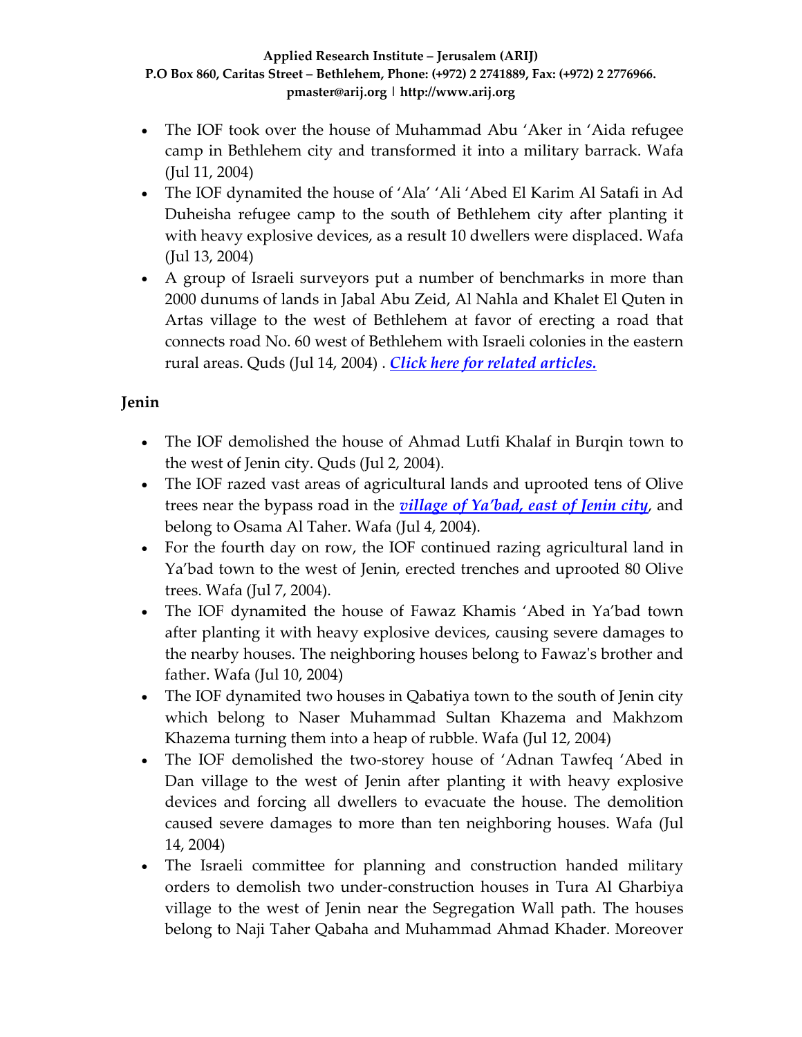- The IOF took over the house of Muhammad Abu 'Aker in 'Aida refugee camp in Bethlehem city and transformed it into a military barrack. Wafa (Jul 11, 2004)
- The IOF dynamited the house of 'Ala' 'Ali 'Abed El Karim Al Satafi in Ad Duheisha refugee camp to the south of Bethlehem city after planting it with heavy explosive devices, as a result 10 dwellers were displaced. Wafa (Jul 13, 2004)
- A group of Israeli surveyors put a number of benchmarks in more than 2000 dunums of lands in Jabal Abu Zeid, Al Nahla and Khalet El Quten in Artas village to the west of Bethlehem at favor of erecting a road that connects road No. 60 west of Bethlehem with Israeli colonies in the eastern rural areas. Quds (Jul 14, 2004) . ***Click here for related articles.***

**Jenin**

- The IOF demolished the house of Ahmad Lutfi Khalaf in Burqin town to the west of Jenin city. Quds (Jul 2, 2004).
- The IOF razed vast areas of agricultural lands and uprooted tens of Olive trees near the bypass road in the ***village of Ya'bad, east of Jenin city***, and belong to Osama Al Taher. Wafa (Jul 4, 2004).
- For the fourth day on row, the IOF continued razing agricultural land in Ya'bad town to the west of Jenin, erected trenches and uprooted 80 Olive trees. Wafa (Jul 7, 2004).
- The IOF dynamited the house of Fawaz Khamis 'Abed in Ya'bad town after planting it with heavy explosive devices, causing severe damages to the nearby houses. The neighboring houses belong to Fawaz's brother and father. Wafa (Jul 10, 2004)
- The IOF dynamited two houses in Qabatiya town to the south of Jenin city which belong to Naser Muhammad Sultan Khazema and Makhzom Khazema turning them into a heap of rubble. Wafa (Jul 12, 2004)
- The IOF demolished the two-storey house of 'Adnan Tawfeq 'Abed in Dan village to the west of Jenin after planting it with heavy explosive devices and forcing all dwellers to evacuate the house. The demolition caused severe damages to more than ten neighboring houses. Wafa (Jul 14, 2004)
- The Israeli committee for planning and construction handed military orders to demolish two under-construction houses in Tura Al Gharbiya village to the west of Jenin near the Segregation Wall path. The houses belong to Naji Taher Qabaha and Muhammad Ahmad Khader. Moreover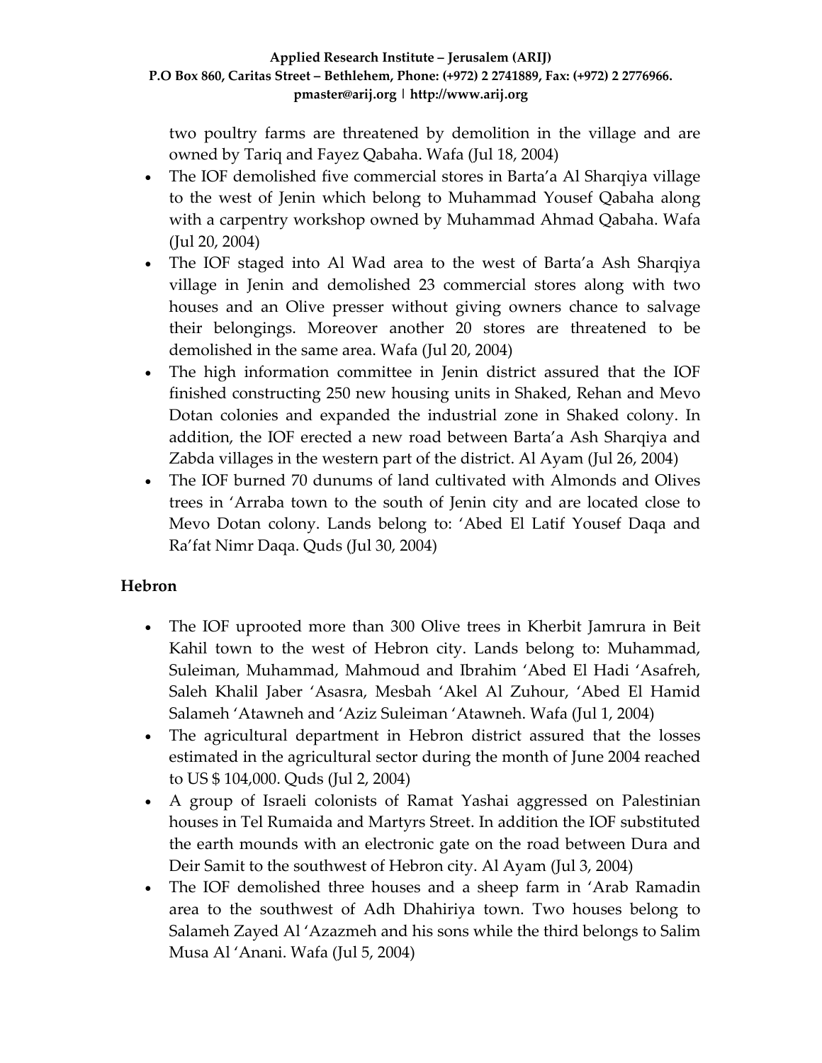two poultry farms are threatened by demolition in the village and are owned by Tariq and Fayez Qabaha. Wafa (Jul 18, 2004)

- The IOF demolished five commercial stores in Barta'a Al Sharqiya village to the west of Jenin which belong to Muhammad Yousef Qabaha along with a carpentry workshop owned by Muhammad Ahmad Qabaha. Wafa (Jul 20, 2004)
- The IOF staged into Al Wad area to the west of Barta'a Ash Sharqiya village in Jenin and demolished 23 commercial stores along with two houses and an Olive presser without giving owners chance to salvage their belongings. Moreover another 20 stores are threatened to be demolished in the same area. Wafa (Jul 20, 2004)
- The high information committee in Jenin district assured that the IOF finished constructing 250 new housing units in Shaked, Rehan and Mevo Dotan colonies and expanded the industrial zone in Shaked colony. In addition, the IOF erected a new road between Barta'a Ash Sharqiya and Zabda villages in the western part of the district. Al Ayam (Jul 26, 2004)
- The IOF burned 70 dunums of land cultivated with Almonds and Olives trees in 'Arraba town to the south of Jenin city and are located close to Mevo Dotan colony. Lands belong to: 'Abed El Latif Yousef Daqa and Ra'fat Nimr Daqa. Quds (Jul 30, 2004)

## Hebron

- The IOF uprooted more than 300 Olive trees in Kherbit Jamrura in Beit Kahil town to the west of Hebron city. Lands belong to: Muhammad, Suleiman, Muhammad, Mahmoud and Ibrahim 'Abed El Hadi 'Asafreh, Saleh Khalil Jaber 'Asasra, Mesbah 'Akel Al Zuhour, 'Abed El Hamid Salameh 'Atawneh and 'Aziz Suleiman 'Atawneh. Wafa (Jul 1, 2004)
- The agricultural department in Hebron district assured that the losses estimated in the agricultural sector during the month of June 2004 reached to US $ 104,000. Quds (Jul 2, 2004)
- A group of Israeli colonists of Ramat Yashai aggressed on Palestinian houses in Tel Rumaida and Martyrs Street. In addition the IOF substituted the earth mounds with an electronic gate on the road between Dura and Deir Samit to the southwest of Hebron city. Al Ayam (Jul 3, 2004)
- The IOF demolished three houses and a sheep farm in 'Arab Ramadin area to the southwest of Adh Dhahiriya town. Two houses belong to Salameh Zayed Al 'Azazmeh and his sons while the third belongs to Salim Musa Al 'Anani. Wafa (Jul 5, 2004)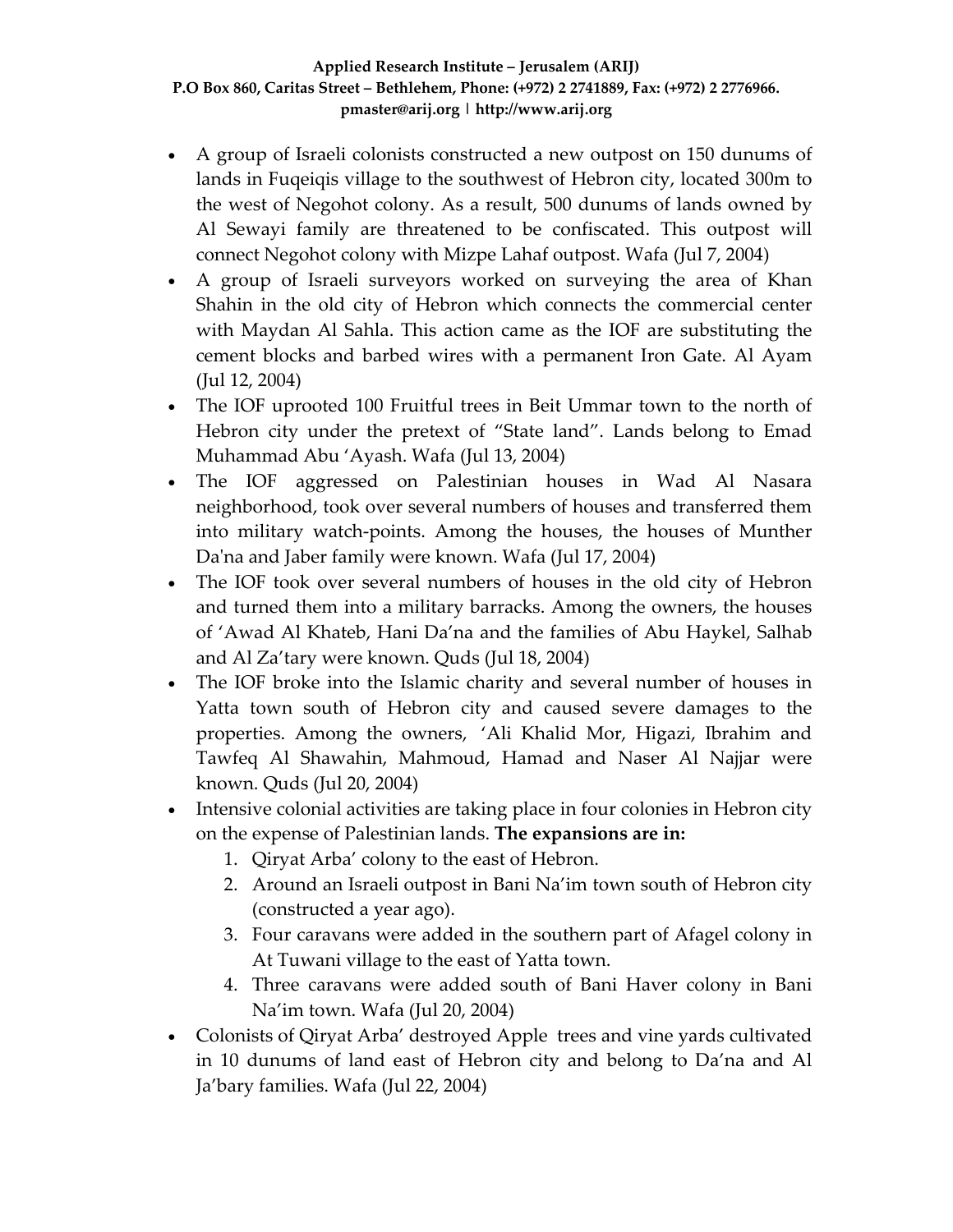- A group of Israeli colonists constructed a new outpost on 150 dunums of lands in Fuqeiqis village to the southwest of Hebron city, located 300m to the west of Negohot colony. As a result, 500 dunums of lands owned by Al Sewayi family are threatened to be confiscated. This outpost will connect Negohot colony with Mizpe Lahaf outpost. Wafa (Jul 7, 2004)
- A group of Israeli surveyors worked on surveying the area of Khan Shahin in the old city of Hebron which connects the commercial center with Maydan Al Sahla. This action came as the IOF are substituting the cement blocks and barbed wires with a permanent Iron Gate. Al Ayam (Jul 12, 2004)
- The IOF uprooted 100 Fruitful trees in Beit Ummar town to the north of Hebron city under the pretext of "State land". Lands belong to Emad Muhammad Abu 'Ayash. Wafa (Jul 13, 2004)
- The IOF aggressed on Palestinian houses in Wad Al Nasara neighborhood, took over several numbers of houses and transferred them into military watch-points. Among the houses, the houses of Munther Da'na and Jaber family were known. Wafa (Jul 17, 2004)
- The IOF took over several numbers of houses in the old city of Hebron and turned them into a military barracks. Among the owners, the houses of 'Awad Al Khateb, Hani Da'na and the families of Abu Haykel, Salhab and Al Za'tary were known. Quds (Jul 18, 2004)
- The IOF broke into the Islamic charity and several number of houses in Yatta town south of Hebron city and caused severe damages to the properties. Among the owners, 'Ali Khalid Mor, Higazi, Ibrahim and Tawfeq Al Shawahin, Mahmoud, Hamad and Naser Al Najjar were known. Quds (Jul 20, 2004)
- Intensive colonial activities are taking place in four colonies in Hebron city on the expense of Palestinian lands. **The expansions are in:**
  1. Qiryat Arba' colony to the east of Hebron.
  2. Around an Israeli outpost in Bani Na'im town south of Hebron city (constructed a year ago).
  3. Four caravans were added in the southern part of Afagel colony in At Tuwani village to the east of Yatta town.
  4. Three caravans were added south of Bani Haver colony in Bani Na'im town. Wafa (Jul 20, 2004)
- Colonists of Qiryat Arba' destroyed Apple trees and vine yards cultivated in 10 dunums of land east of Hebron city and belong to Da'na and Al Ja'bary families. Wafa (Jul 22, 2004)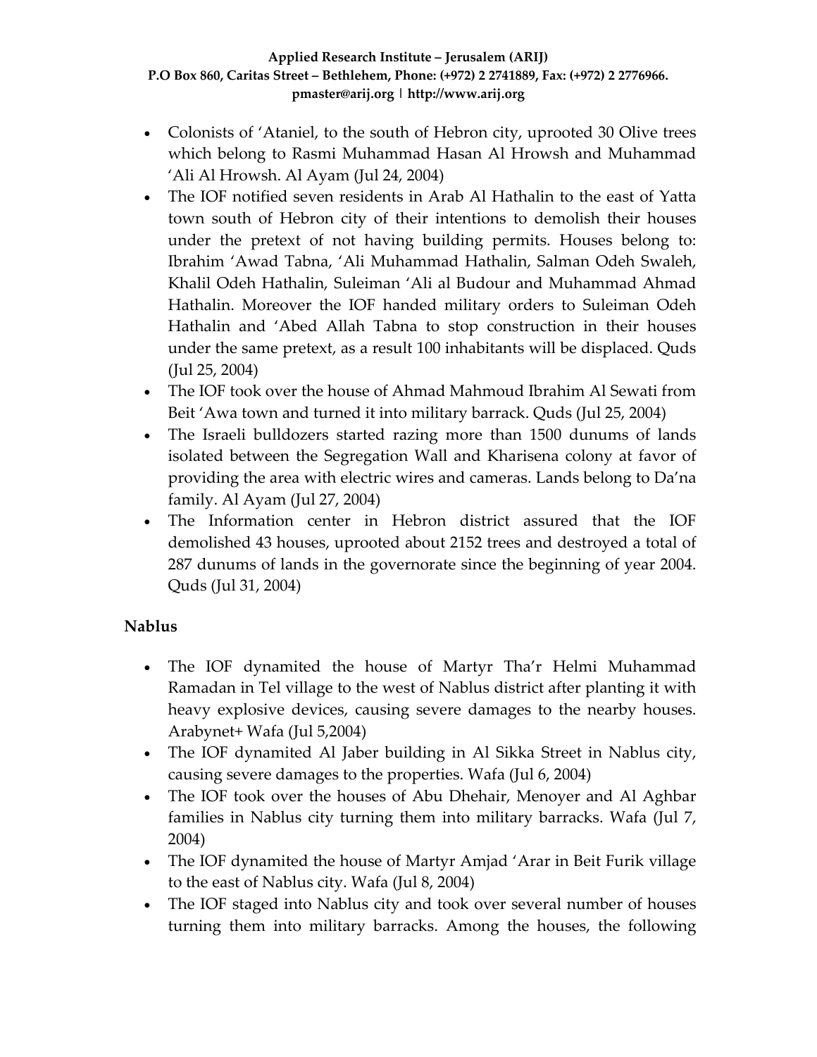- Colonists of 'Ataniel, to the south of Hebron city, uprooted 30 Olive trees which belong to Rasmi Muhammad Hasan Al Hrowsh and Muhammad 'Ali Al Hrowsh. Al Ayam (Jul 24, 2004)
- The IOF notified seven residents in Arab Al Hathalin to the east of Yatta town south of Hebron city of their intentions to demolish their houses under the pretext of not having building permits. Houses belong to: Ibrahim 'Awad Tabna, 'Ali Muhammad Hathalin, Salman Odeh Swaleh, Khalil Odeh Hathalin, Suleiman 'Ali al Budour and Muhammad Ahmad Hathalin. Moreover the IOF handed military orders to Suleiman Odeh Hathalin and 'Abed Allah Tabna to stop construction in their houses under the same pretext, as a result 100 inhabitants will be displaced. Quds (Jul 25, 2004)
- The IOF took over the house of Ahmad Mahmoud Ibrahim Al Sewati from Beit 'Awa town and turned it into military barrack. Quds (Jul 25, 2004)
- The Israeli bulldozers started razing more than 1500 dunums of lands isolated between the Segregation Wall and Kharisena colony at favor of providing the area with electric wires and cameras. Lands belong to Da'na family. Al Ayam (Jul 27, 2004)
- The Information center in Hebron district assured that the IOF demolished 43 houses, uprooted about 2152 trees and destroyed a total of 287 dunums of lands in the governorate since the beginning of year 2004. Quds (Jul 31, 2004)

### Nablus

- The IOF dynamited the house of Martyr Tha'r Helmi Muhammad Ramadan in Tel village to the west of Nablus district after planting it with heavy explosive devices, causing severe damages to the nearby houses. Arabynet+ Wafa (Jul 5,2004)
- The IOF dynamited Al Jaber building in Al Sikka Street in Nablus city, causing severe damages to the properties. Wafa (Jul 6, 2004)
- The IOF took over the houses of Abu Dhehair, Menoyer and Al Aghbar families in Nablus city turning them into military barracks. Wafa (Jul 7, 2004)
- The IOF dynamited the house of Martyr Amjad 'Arar in Beit Furik village to the east of Nablus city. Wafa (Jul 8, 2004)
- The IOF staged into Nablus city and took over several number of houses turning them into military barracks. Among the houses, the following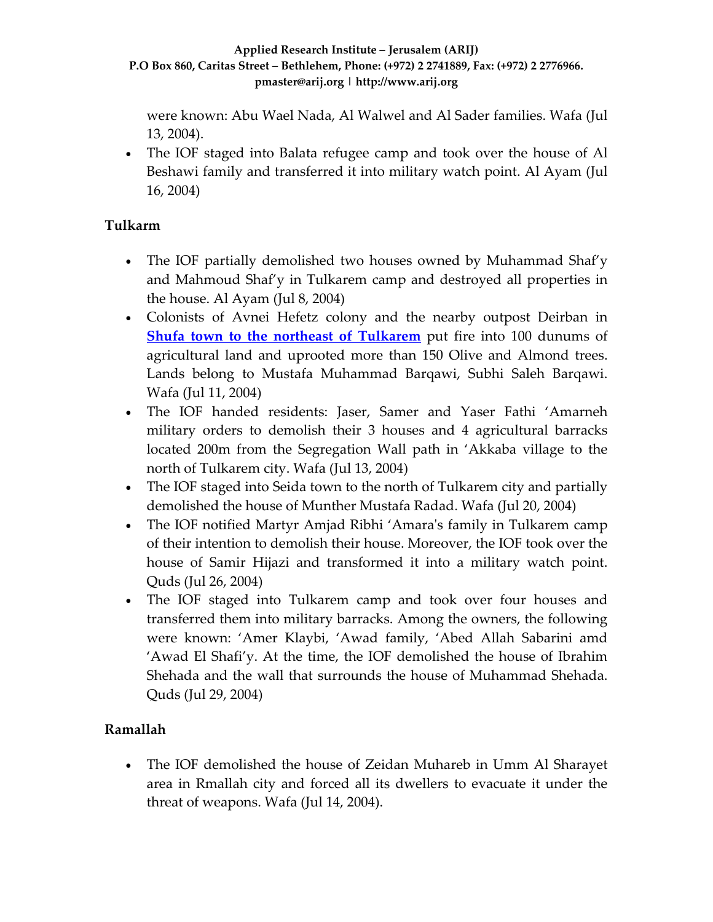were known: Abu Wael Nada, Al Walwel and Al Sader families. Wafa (Jul 13, 2004).

- The IOF staged into Balata refugee camp and took over the house of Al Beshawi family and transferred it into military watch point. Al Ayam (Jul 16, 2004)

## Tulkarm

- The IOF partially demolished two houses owned by Muhammad Shaf'y and Mahmoud Shaf'y in Tulkarem camp and destroyed all properties in the house. Al Ayam (Jul 8, 2004)
- Colonists of Avnei Hefetz colony and the nearby outpost Deirban in **Shufa town to the northeast of Tulkarem** put fire into 100 dunums of agricultural land and uprooted more than 150 Olive and Almond trees. Lands belong to Mustafa Muhammad Barqawi, Subhi Saleh Barqawi. Wafa (Jul 11, 2004)
- The IOF handed residents: Jaser, Samer and Yaser Fathi 'Amarneh military orders to demolish their 3 houses and 4 agricultural barracks located 200m from the Segregation Wall path in 'Akkaba village to the north of Tulkarem city. Wafa (Jul 13, 2004)
- The IOF staged into Seida town to the north of Tulkarem city and partially demolished the house of Munther Mustafa Radad. Wafa (Jul 20, 2004)
- The IOF notified Martyr Amjad Ribhi 'Amara's family in Tulkarem camp of their intention to demolish their house. Moreover, the IOF took over the house of Samir Hijazi and transformed it into a military watch point. Quds (Jul 26, 2004)
- The IOF staged into Tulkarem camp and took over four houses and transferred them into military barracks. Among the owners, the following were known: 'Amer Klaybi, 'Awad family, 'Abed Allah Sabarini amd 'Awad El Shafi'y. At the time, the IOF demolished the house of Ibrahim Shehada and the wall that surrounds the house of Muhammad Shehada. Quds (Jul 29, 2004)

## Ramallah

- The IOF demolished the house of Zeidan Muhareb in Umm Al Sharayet area in Rmallah city and forced all its dwellers to evacuate it under the threat of weapons. Wafa (Jul 14, 2004).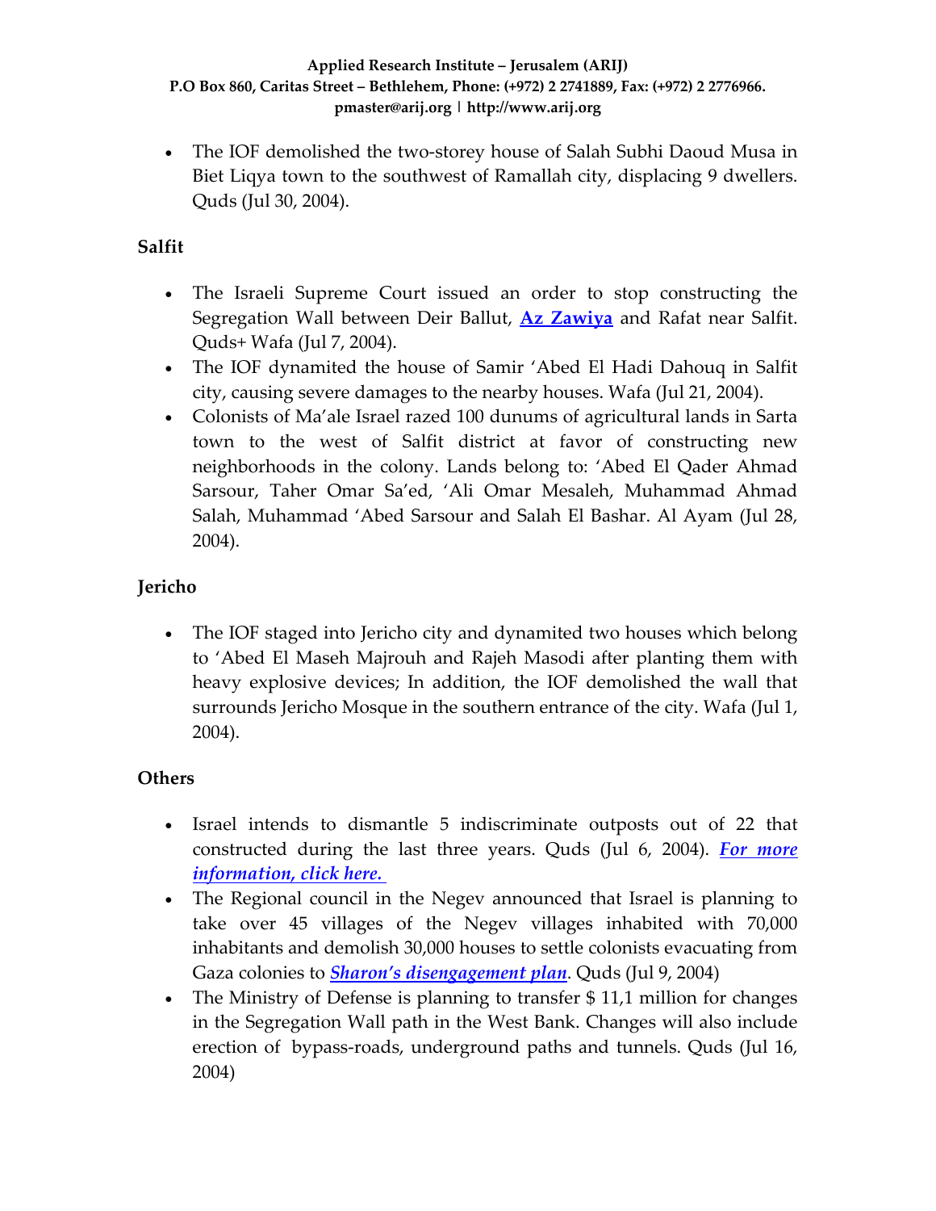- The IOF demolished the two-storey house of Salah Subhi Daoud Musa in Biet Liqya town to the southwest of Ramallah city, displacing 9 dwellers. Quds (Jul 30, 2004).

## Salfit

- The Israeli Supreme Court issued an order to stop constructing the Segregation Wall between Deir Ballut, **Az Zawiya** and Rafat near Salfit. Quds+ Wafa (Jul 7, 2004).
- The IOF dynamited the house of Samir 'Abed El Hadi Dahouq in Salfit city, causing severe damages to the nearby houses. Wafa (Jul 21, 2004).
- Colonists of Ma'ale Israel razed 100 dunums of agricultural lands in Sarta town to the west of Salfit district at favor of constructing new neighborhoods in the colony. Lands belong to: 'Abed El Qader Ahmad Sarsour, Taher Omar Sa'ed, 'Ali Omar Mesaleh, Muhammad Ahmad Salah, Muhammad 'Abed Sarsour and Salah El Bashar. Al Ayam (Jul 28, 2004).

## Jericho

- The IOF staged into Jericho city and dynamited two houses which belong to 'Abed El Maseh Majrouh and Rajeh Masodi after planting them with heavy explosive devices; In addition, the IOF demolished the wall that surrounds Jericho Mosque in the southern entrance of the city. Wafa (Jul 1, 2004).

## Others

- Israel intends to dismantle 5 indiscriminate outposts out of 22 that constructed during the last three years. Quds (Jul 6, 2004). ***For more information, click here.***
- The Regional council in the Negev announced that Israel is planning to take over 45 villages of the Negev villages inhabited with 70,000 inhabitants and demolish 30,000 houses to settle colonists evacuating from Gaza colonies to ***Sharon's disengagement plan***. Quds (Jul 9, 2004)
- The Ministry of Defense is planning to transfer $ 11,1 million for changes in the Segregation Wall path in the West Bank. Changes will also include erection of bypass-roads, underground paths and tunnels. Quds (Jul 16, 2004)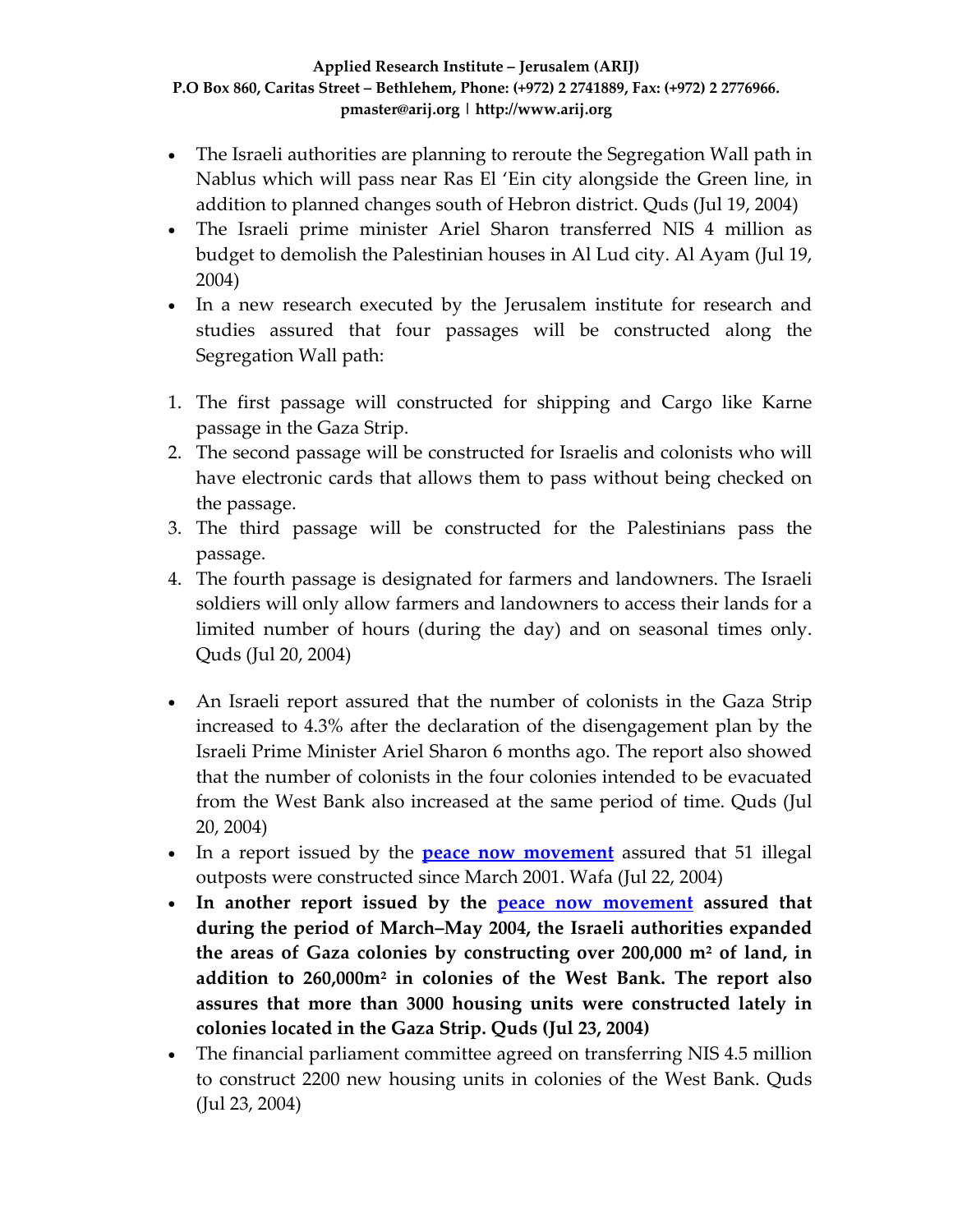- The Israeli authorities are planning to reroute the Segregation Wall path in Nablus which will pass near Ras El 'Ein city alongside the Green line, in addition to planned changes south of Hebron district. Quds (Jul 19, 2004)
- The Israeli prime minister Ariel Sharon transferred NIS 4 million as budget to demolish the Palestinian houses in Al Lud city. Al Ayam (Jul 19, 2004)
- In a new research executed by the Jerusalem institute for research and studies assured that four passages will be constructed along the Segregation Wall path:

1. The first passage will constructed for shipping and Cargo like Karne passage in the Gaza Strip.
2. The second passage will be constructed for Israelis and colonists who will have electronic cards that allows them to pass without being checked on the passage.
3. The third passage will be constructed for the Palestinians pass the passage.
4. The fourth passage is designated for farmers and landowners. The Israeli soldiers will only allow farmers and landowners to access their lands for a limited number of hours (during the day) and on seasonal times only. Quds (Jul 20, 2004)

- An Israeli report assured that the number of colonists in the Gaza Strip increased to 4.3% after the declaration of the disengagement plan by the Israeli Prime Minister Ariel Sharon 6 months ago. The report also showed that the number of colonists in the four colonies intended to be evacuated from the West Bank also increased at the same period of time. Quds (Jul 20, 2004)
- In a report issued by the **peace now movement** assured that 51 illegal outposts were constructed since March 2001. Wafa (Jul 22, 2004)
- **In another report issued by the peace now movement assured that during the period of March–May 2004, the Israeli authorities expanded the areas of Gaza colonies by constructing over 200,000 m² of land, in addition to 260,000m² in colonies of the West Bank. The report also assures that more than 3000 housing units were constructed lately in colonies located in the Gaza Strip. Quds (Jul 23, 2004)**
- The financial parliament committee agreed on transferring NIS 4.5 million to construct 2200 new housing units in colonies of the West Bank. Quds (Jul 23, 2004)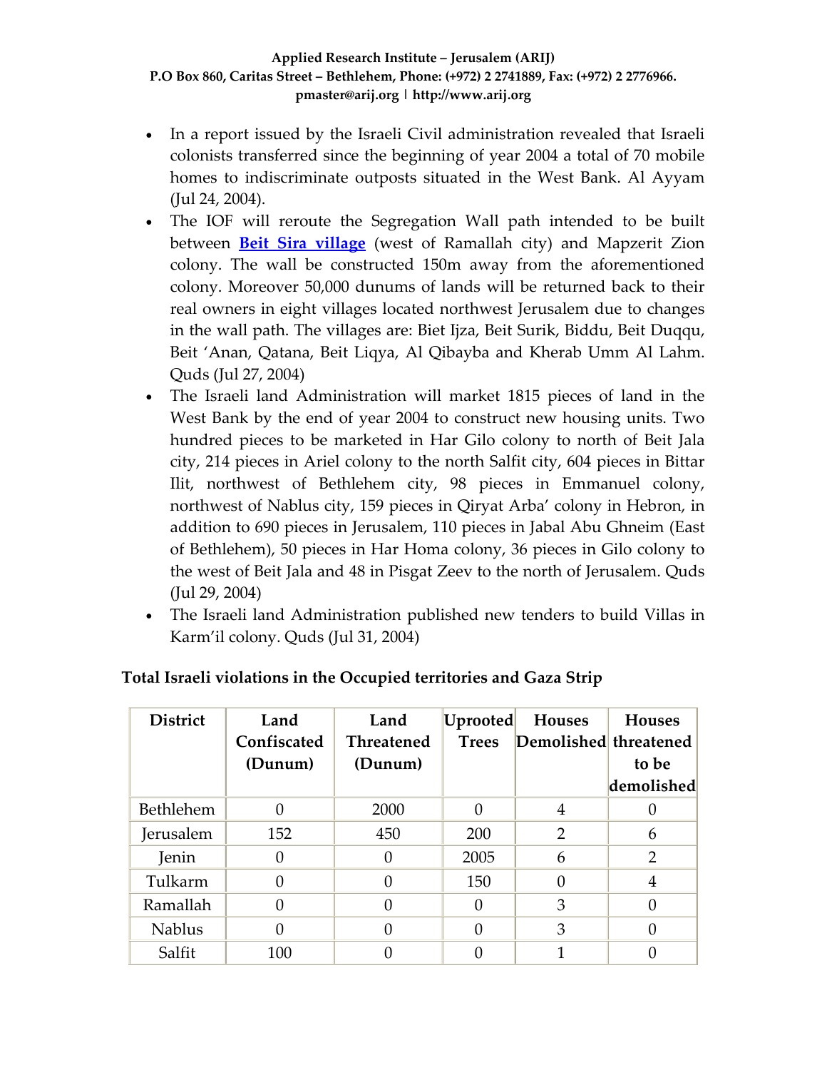- In a report issued by the Israeli Civil administration revealed that Israeli colonists transferred since the beginning of year 2004 a total of 70 mobile homes to indiscriminate outposts situated in the West Bank. Al Ayyam (Jul 24, 2004).
- The IOF will reroute the Segregation Wall path intended to be built between **Beit Sira village** (west of Ramallah city) and Mapzerit Zion colony. The wall be constructed 150m away from the aforementioned colony. Moreover 50,000 dunums of lands will be returned back to their real owners in eight villages located northwest Jerusalem due to changes in the wall path. The villages are: Biet Ijza, Beit Surik, Biddu, Beit Duqqu, Beit 'Anan, Qatana, Beit Liqya, Al Qibayba and Kherab Umm Al Lahm. Quds (Jul 27, 2004)
- The Israeli land Administration will market 1815 pieces of land in the West Bank by the end of year 2004 to construct new housing units. Two hundred pieces to be marketed in Har Gilo colony to north of Beit Jala city, 214 pieces in Ariel colony to the north Salfit city, 604 pieces in Bittar Ilit, northwest of Bethlehem city, 98 pieces in Emmanuel colony, northwest of Nablus city, 159 pieces in Qiryat Arba' colony in Hebron, in addition to 690 pieces in Jerusalem, 110 pieces in Jabal Abu Ghneim (East of Bethlehem), 50 pieces in Har Homa colony, 36 pieces in Gilo colony to the west of Beit Jala and 48 in Pisgat Zeev to the north of Jerusalem. Quds (Jul 29, 2004)
- The Israeli land Administration published new tenders to build Villas in Karm'il colony. Quds (Jul 31, 2004)

**Total Israeli violations in the Occupied territories and Gaza Strip**

| District | Land Confiscated (Dunum) | Land Threatened (Dunum) | Uprooted Trees | Houses Demolished | Houses threatened to be demolished |
|---|---|---|---|---|---|
| Bethlehem | 0 | 2000 | 0 | 4 | 0 |
| Jerusalem | 152 | 450 | 200 | 2 | 6 |
| Jenin | 0 | 0 | 2005 | 6 | 2 |
| Tulkarm | 0 | 0 | 150 | 0 | 4 |
| Ramallah | 0 | 0 | 0 | 3 | 0 |
| Nablus | 0 | 0 | 0 | 3 | 0 |
| Salfit | 100 | 0 | 0 | 1 | 0 |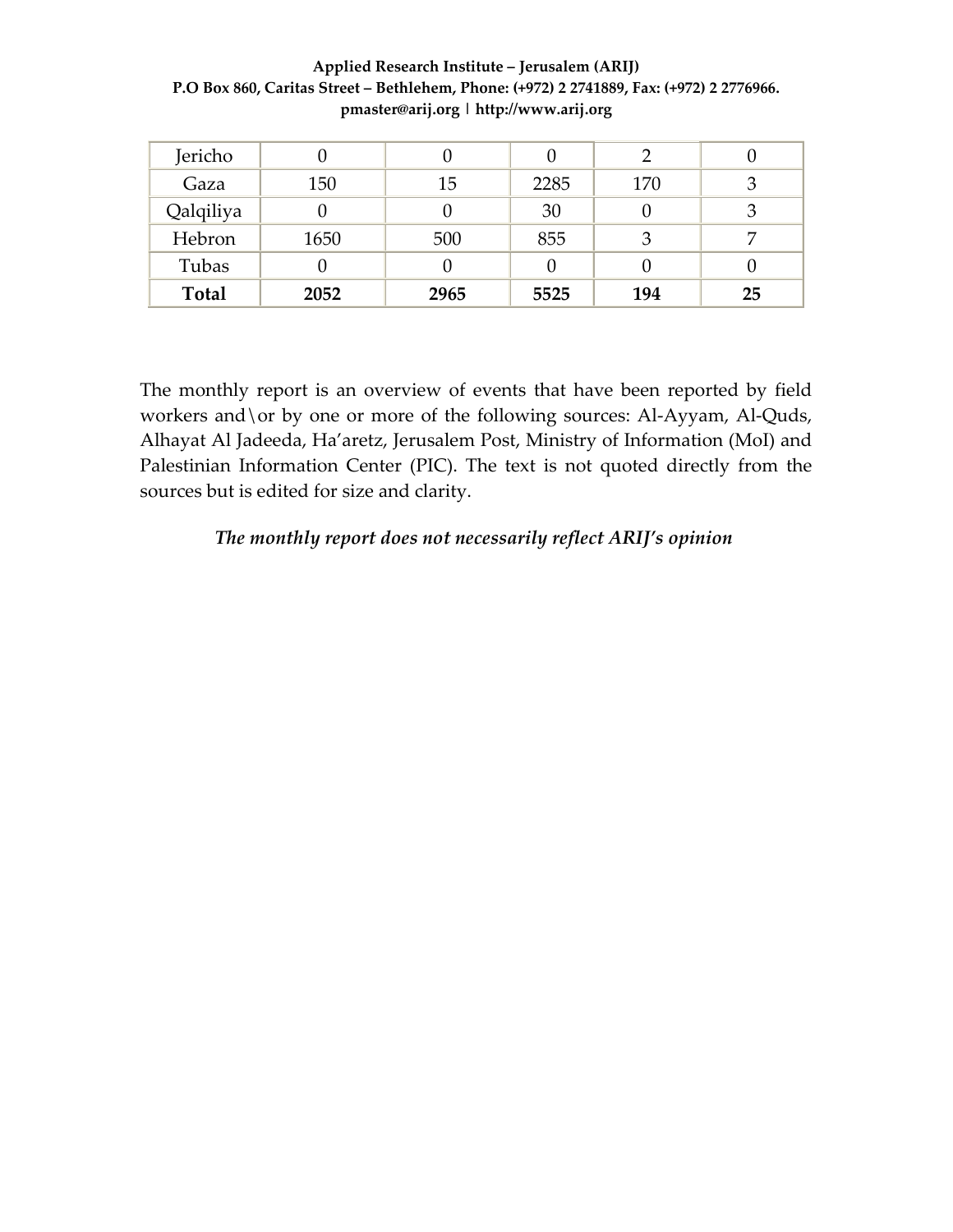| | | | | | |
|---|---|---|---|---|---|
| Jericho | 0 | 0 | 0 | 2 | 0 |
| Gaza | 150 | 15 | 2285 | 170 | 3 |
| Qalqiliya | 0 | 0 | 30 | 0 | 3 |
| Hebron | 1650 | 500 | 855 | 3 | 7 |
| Tubas | 0 | 0 | 0 | 0 | 0 |
| **Total** | **2052** | **2965** | **5525** | **194** | **25** |

The monthly report is an overview of events that have been reported by field workers and\or by one or more of the following sources: Al-Ayyam, Al-Quds, Alhayat Al Jadeeda, Ha'aretz, Jerusalem Post, Ministry of Information (MoI) and Palestinian Information Center (PIC). The text is not quoted directly from the sources but is edited for size and clarity.

***The monthly report does not necessarily reflect ARIJ's opinion***